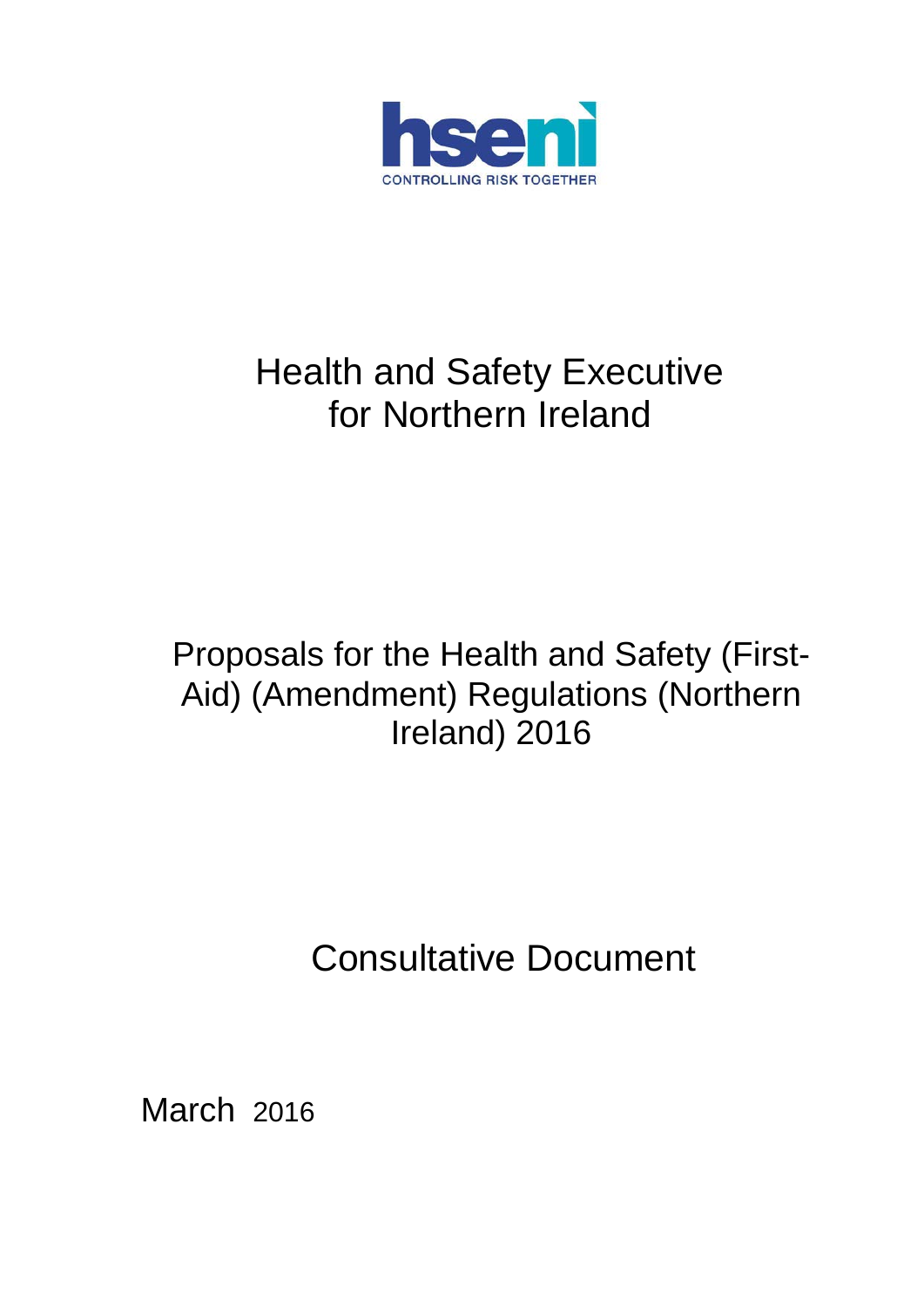hseni

CONTROLLING RISK TOGETHER

# Health and Safety Executive for Northern Ireland

## Proposals for the Health and Safety (First-Aid) (Amendment) Regulations (Northern Ireland) 2016

## Consultative Document

March 2016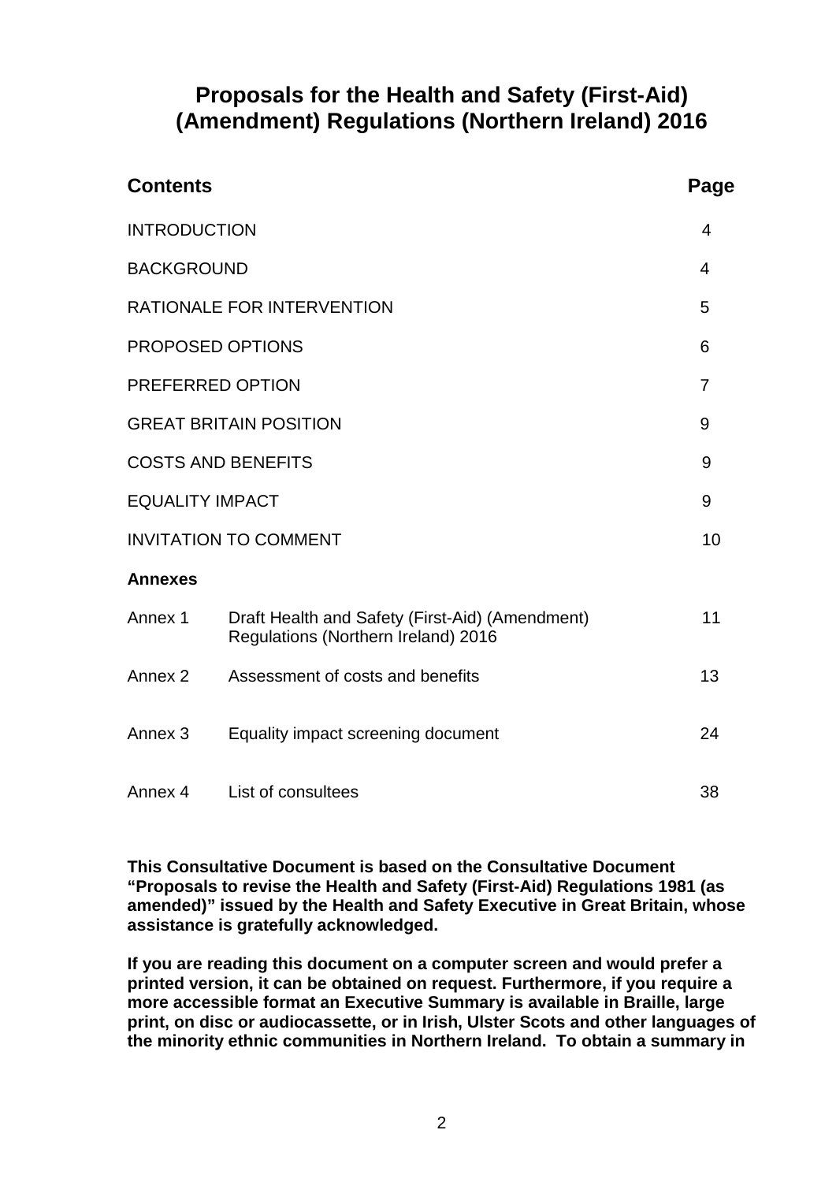# Proposals for the Health and Safety (First-Aid) (Amendment) Regulations (Northern Ireland) 2016

| **Contents** | | **Page** |
|---|---|---|
| INTRODUCTION | | 4 |
| BACKGROUND | | 4 |
| RATIONALE FOR INTERVENTION | | 5 |
| PROPOSED OPTIONS | | 6 |
| PREFERRED OPTION | | 7 |
| GREAT BRITAIN POSITION | | 9 |
| COSTS AND BENEFITS | | 9 |
| EQUALITY IMPACT | | 9 |
| INVITATION TO COMMENT | | 10 |
| **Annexes** | | |
| Annex 1 | Draft Health and Safety (First-Aid) (Amendment) Regulations (Northern Ireland) 2016 | 11 |
| Annex 2 | Assessment of costs and benefits | 13 |
| Annex 3 | Equality impact screening document | 24 |
| Annex 4 | List of consultees | 38 |

**This Consultative Document is based on the Consultative Document "Proposals to revise the Health and Safety (First-Aid) Regulations 1981 (as amended)" issued by the Health and Safety Executive in Great Britain, whose assistance is gratefully acknowledged.**

**If you are reading this document on a computer screen and would prefer a printed version, it can be obtained on request. Furthermore, if you require a more accessible format an Executive Summary is available in Braille, large print, on disc or audiocassette, or in Irish, Ulster Scots and other languages of the minority ethnic communities in Northern Ireland. To obtain a summary in**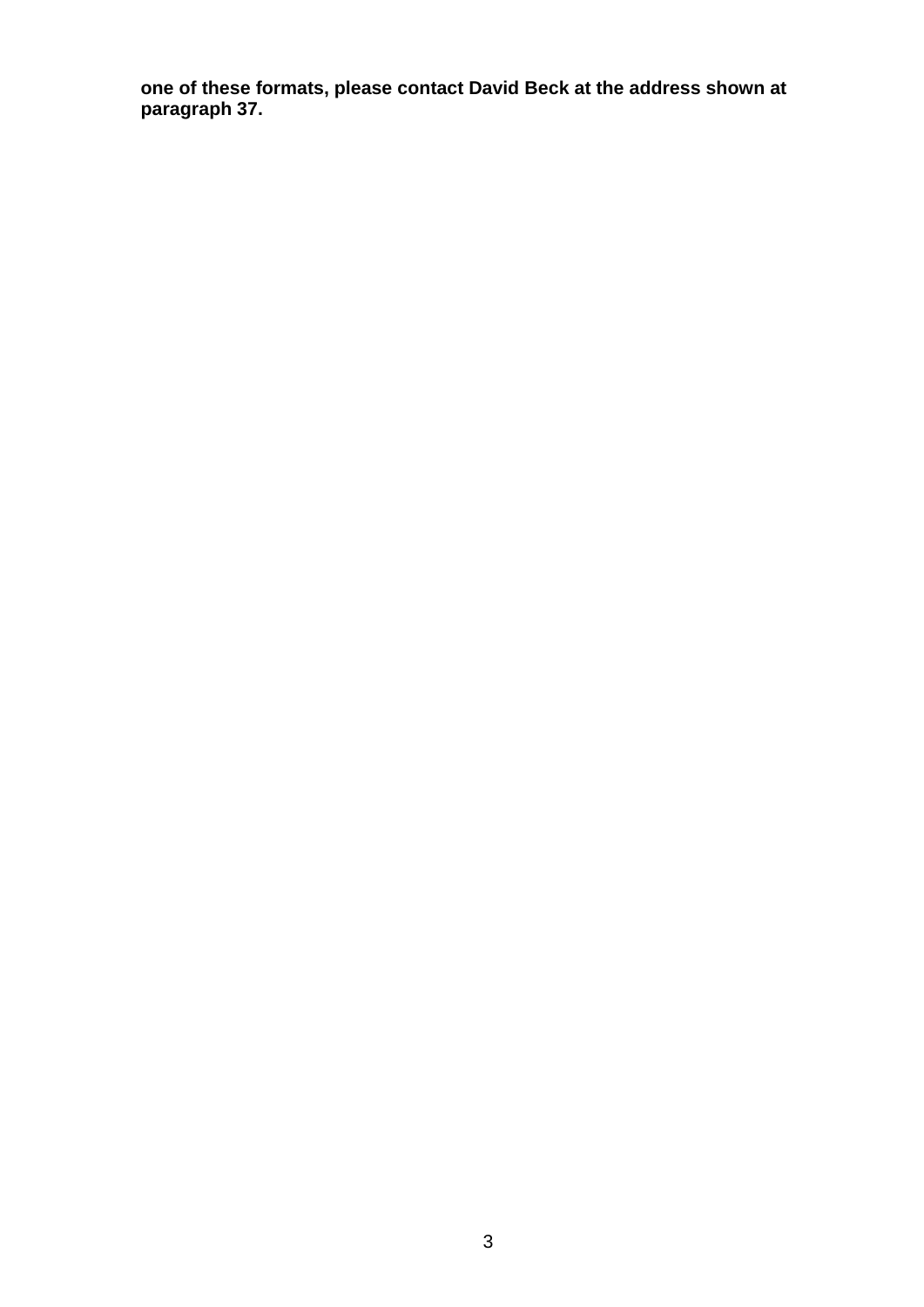**one of these formats, please contact David Beck at the address shown at paragraph 37.**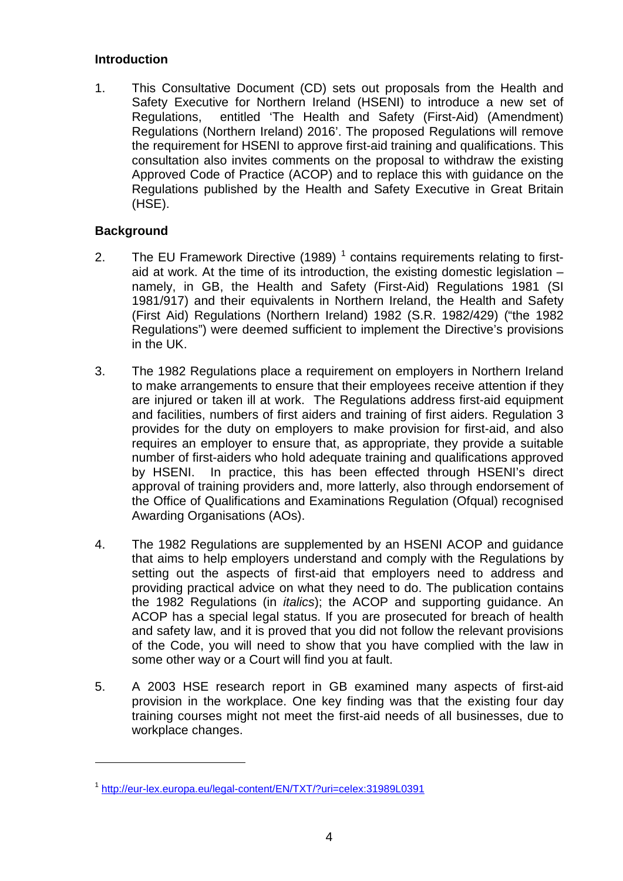## Introduction

1. This Consultative Document (CD) sets out proposals from the Health and Safety Executive for Northern Ireland (HSENI) to introduce a new set of Regulations, entitled 'The Health and Safety (First-Aid) (Amendment) Regulations (Northern Ireland) 2016'. The proposed Regulations will remove the requirement for HSENI to approve first-aid training and qualifications. This consultation also invites comments on the proposal to withdraw the existing Approved Code of Practice (ACOP) and to replace this with guidance on the Regulations published by the Health and Safety Executive in Great Britain (HSE).

## Background

2. The EU Framework Directive (1989) [1] contains requirements relating to first-aid at work. At the time of its introduction, the existing domestic legislation – namely, in GB, the Health and Safety (First-Aid) Regulations 1981 (SI 1981/917) and their equivalents in Northern Ireland, the Health and Safety (First Aid) Regulations (Northern Ireland) 1982 (S.R. 1982/429) ("the 1982 Regulations") were deemed sufficient to implement the Directive's provisions in the UK.

3. The 1982 Regulations place a requirement on employers in Northern Ireland to make arrangements to ensure that their employees receive attention if they are injured or taken ill at work. The Regulations address first-aid equipment and facilities, numbers of first aiders and training of first aiders. Regulation 3 provides for the duty on employers to make provision for first-aid, and also requires an employer to ensure that, as appropriate, they provide a suitable number of first-aiders who hold adequate training and qualifications approved by HSENI. In practice, this has been effected through HSENI's direct approval of training providers and, more latterly, also through endorsement of the Office of Qualifications and Examinations Regulation (Ofqual) recognised Awarding Organisations (AOs).

4. The 1982 Regulations are supplemented by an HSENI ACOP and guidance that aims to help employers understand and comply with the Regulations by setting out the aspects of first-aid that employers need to address and providing practical advice on what they need to do. The publication contains the 1982 Regulations (in *italics*); the ACOP and supporting guidance. An ACOP has a special legal status. If you are prosecuted for breach of health and safety law, and it is proved that you did not follow the relevant provisions of the Code, you will need to show that you have complied with the law in some other way or a Court will find you at fault.

5. A 2003 HSE research report in GB examined many aspects of first-aid provision in the workplace. One key finding was that the existing four day training courses might not meet the first-aid needs of all businesses, due to workplace changes.

---

[1] http://eur-lex.europa.eu/legal-content/EN/TXT/?uri=celex:31989L0391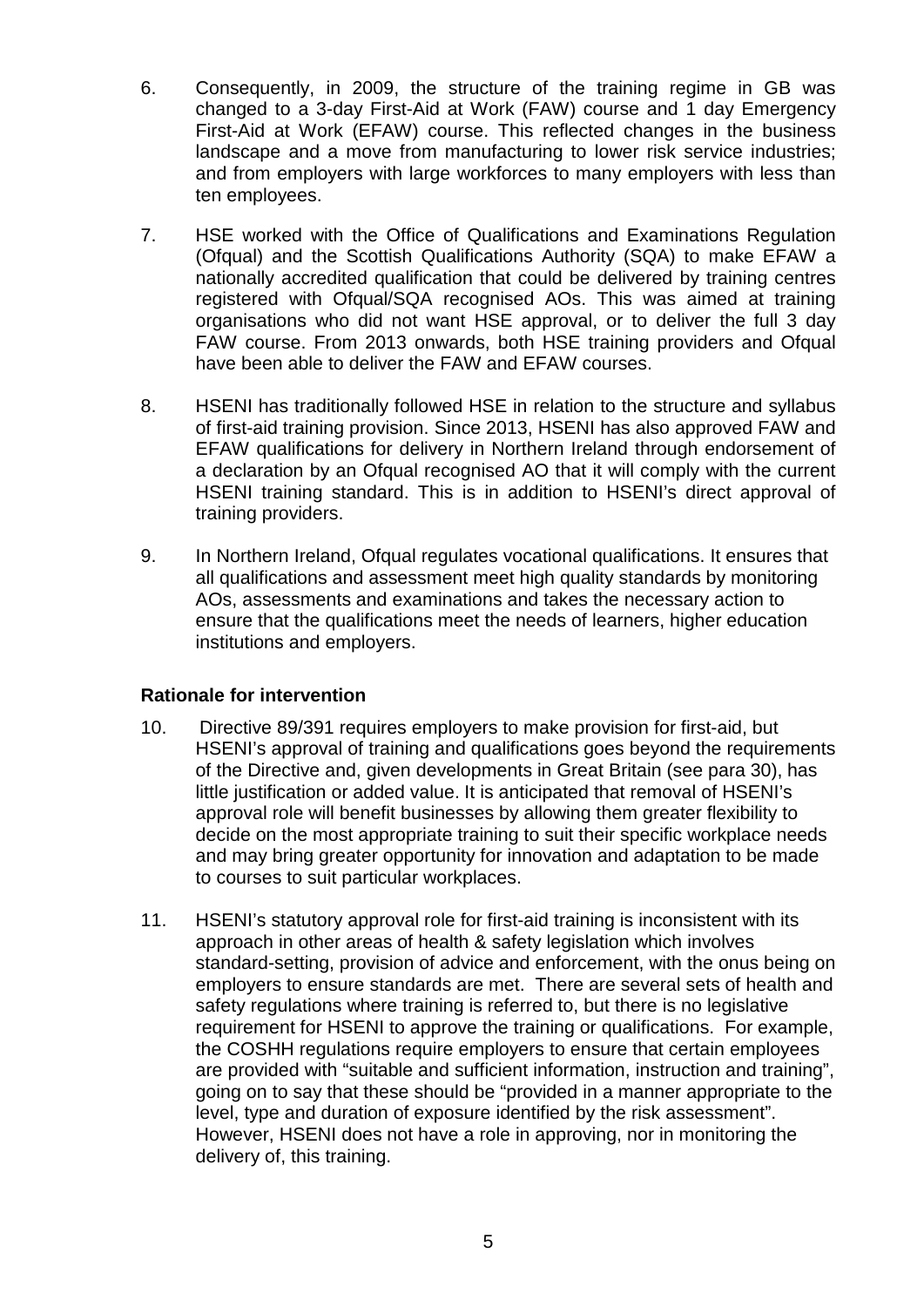6. Consequently, in 2009, the structure of the training regime in GB was changed to a 3-day First-Aid at Work (FAW) course and 1 day Emergency First-Aid at Work (EFAW) course. This reflected changes in the business landscape and a move from manufacturing to lower risk service industries; and from employers with large workforces to many employers with less than ten employees.

7. HSE worked with the Office of Qualifications and Examinations Regulation (Ofqual) and the Scottish Qualifications Authority (SQA) to make EFAW a nationally accredited qualification that could be delivered by training centres registered with Ofqual/SQA recognised AOs. This was aimed at training organisations who did not want HSE approval, or to deliver the full 3 day FAW course. From 2013 onwards, both HSE training providers and Ofqual have been able to deliver the FAW and EFAW courses.

8. HSENI has traditionally followed HSE in relation to the structure and syllabus of first-aid training provision. Since 2013, HSENI has also approved FAW and EFAW qualifications for delivery in Northern Ireland through endorsement of a declaration by an Ofqual recognised AO that it will comply with the current HSENI training standard. This is in addition to HSENI's direct approval of training providers.

9. In Northern Ireland, Ofqual regulates vocational qualifications. It ensures that all qualifications and assessment meet high quality standards by monitoring AOs, assessments and examinations and takes the necessary action to ensure that the qualifications meet the needs of learners, higher education institutions and employers.

**Rationale for intervention**

10. Directive 89/391 requires employers to make provision for first-aid, but HSENI's approval of training and qualifications goes beyond the requirements of the Directive and, given developments in Great Britain (see para 30), has little justification or added value. It is anticipated that removal of HSENI's approval role will benefit businesses by allowing them greater flexibility to decide on the most appropriate training to suit their specific workplace needs and may bring greater opportunity for innovation and adaptation to be made to courses to suit particular workplaces.

11. HSENI's statutory approval role for first-aid training is inconsistent with its approach in other areas of health & safety legislation which involves standard-setting, provision of advice and enforcement, with the onus being on employers to ensure standards are met. There are several sets of health and safety regulations where training is referred to, but there is no legislative requirement for HSENI to approve the training or qualifications. For example, the COSHH regulations require employers to ensure that certain employees are provided with "suitable and sufficient information, instruction and training", going on to say that these should be "provided in a manner appropriate to the level, type and duration of exposure identified by the risk assessment". However, HSENI does not have a role in approving, nor in monitoring the delivery of, this training.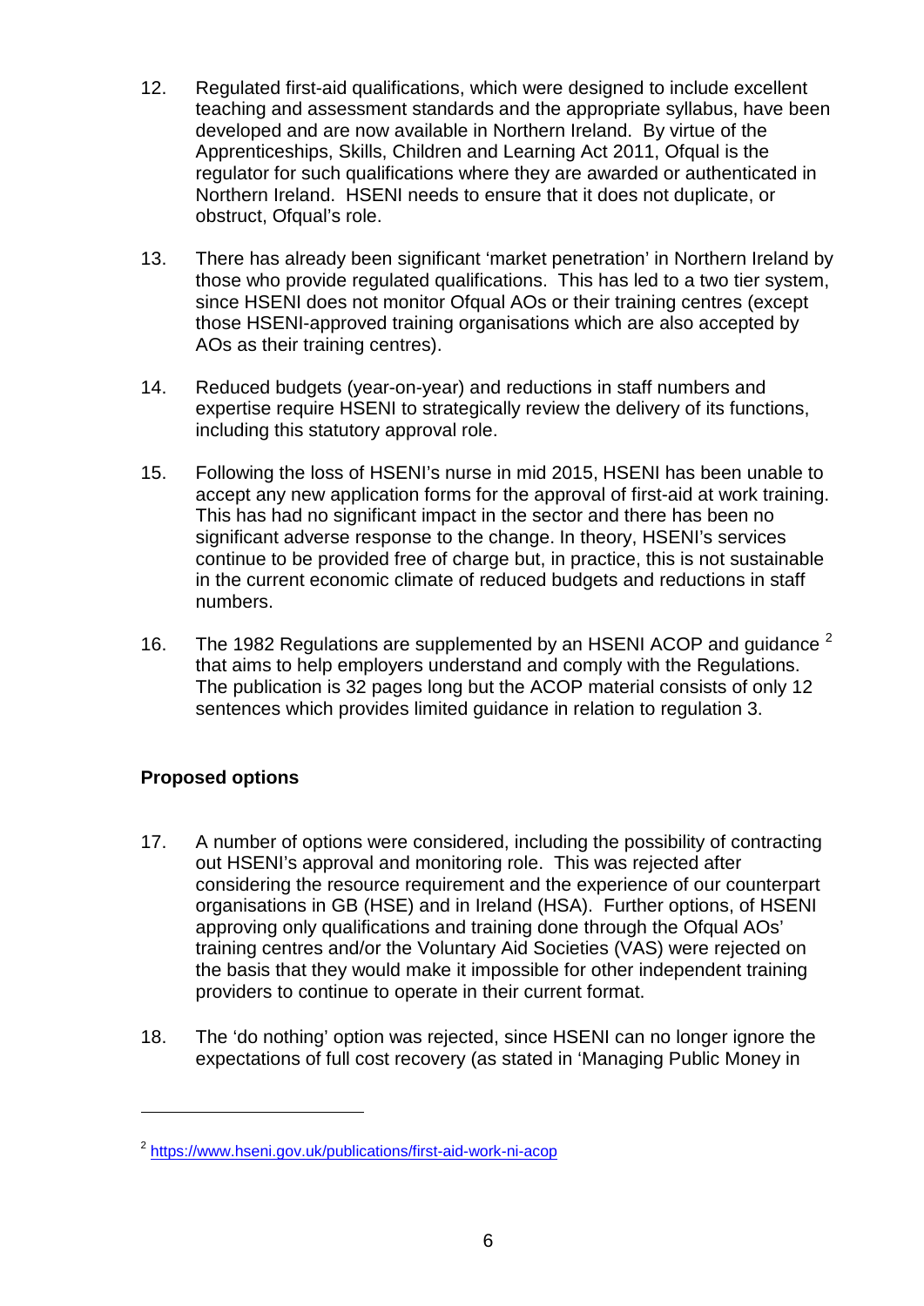12. Regulated first-aid qualifications, which were designed to include excellent teaching and assessment standards and the appropriate syllabus, have been developed and are now available in Northern Ireland. By virtue of the Apprenticeships, Skills, Children and Learning Act 2011, Ofqual is the regulator for such qualifications where they are awarded or authenticated in Northern Ireland. HSENI needs to ensure that it does not duplicate, or obstruct, Ofqual's role.

13. There has already been significant 'market penetration' in Northern Ireland by those who provide regulated qualifications. This has led to a two tier system, since HSENI does not monitor Ofqual AOs or their training centres (except those HSENI-approved training organisations which are also accepted by AOs as their training centres).

14. Reduced budgets (year-on-year) and reductions in staff numbers and expertise require HSENI to strategically review the delivery of its functions, including this statutory approval role.

15. Following the loss of HSENI's nurse in mid 2015, HSENI has been unable to accept any new application forms for the approval of first-aid at work training. This has had no significant impact in the sector and there has been no significant adverse response to the change. In theory, HSENI's services continue to be provided free of charge but, in practice, this is not sustainable in the current economic climate of reduced budgets and reductions in staff numbers.

16. The 1982 Regulations are supplemented by an HSENI ACOP and guidance [2] that aims to help employers understand and comply with the Regulations. The publication is 32 pages long but the ACOP material consists of only 12 sentences which provides limited guidance in relation to regulation 3.

**Proposed options**

17. A number of options were considered, including the possibility of contracting out HSENI's approval and monitoring role. This was rejected after considering the resource requirement and the experience of our counterpart organisations in GB (HSE) and in Ireland (HSA). Further options, of HSENI approving only qualifications and training done through the Ofqual AOs' training centres and/or the Voluntary Aid Societies (VAS) were rejected on the basis that they would make it impossible for other independent training providers to continue to operate in their current format.

18. The 'do nothing' option was rejected, since HSENI can no longer ignore the expectations of full cost recovery (as stated in 'Managing Public Money in

---

[2] https://www.hseni.gov.uk/publications/first-aid-work-ni-acop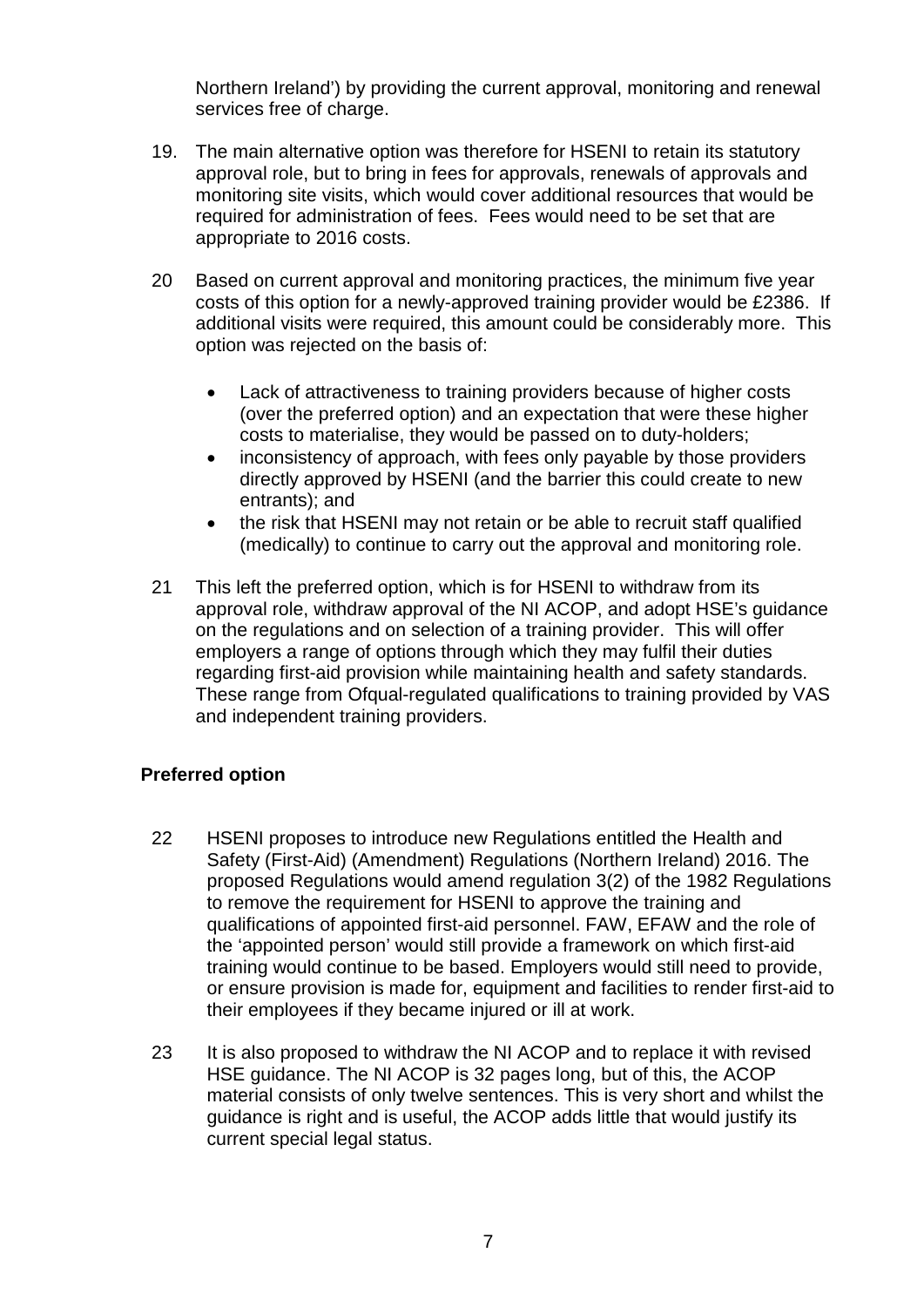Northern Ireland') by providing the current approval, monitoring and renewal services free of charge.

19. The main alternative option was therefore for HSENI to retain its statutory approval role, but to bring in fees for approvals, renewals of approvals and monitoring site visits, which would cover additional resources that would be required for administration of fees. Fees would need to be set that are appropriate to 2016 costs.

20 Based on current approval and monitoring practices, the minimum five year costs of this option for a newly-approved training provider would be £2386. If additional visits were required, this amount could be considerably more. This option was rejected on the basis of:

- Lack of attractiveness to training providers because of higher costs (over the preferred option) and an expectation that were these higher costs to materialise, they would be passed on to duty-holders;
- inconsistency of approach, with fees only payable by those providers directly approved by HSENI (and the barrier this could create to new entrants); and
- the risk that HSENI may not retain or be able to recruit staff qualified (medically) to continue to carry out the approval and monitoring role.

21 This left the preferred option, which is for HSENI to withdraw from its approval role, withdraw approval of the NI ACOP, and adopt HSE's guidance on the regulations and on selection of a training provider. This will offer employers a range of options through which they may fulfil their duties regarding first-aid provision while maintaining health and safety standards. These range from Ofqual-regulated qualifications to training provided by VAS and independent training providers.

## Preferred option

22 HSENI proposes to introduce new Regulations entitled the Health and Safety (First-Aid) (Amendment) Regulations (Northern Ireland) 2016. The proposed Regulations would amend regulation 3(2) of the 1982 Regulations to remove the requirement for HSENI to approve the training and qualifications of appointed first-aid personnel. FAW, EFAW and the role of the 'appointed person' would still provide a framework on which first-aid training would continue to be based. Employers would still need to provide, or ensure provision is made for, equipment and facilities to render first-aid to their employees if they became injured or ill at work.

23 It is also proposed to withdraw the NI ACOP and to replace it with revised HSE guidance. The NI ACOP is 32 pages long, but of this, the ACOP material consists of only twelve sentences. This is very short and whilst the guidance is right and is useful, the ACOP adds little that would justify its current special legal status.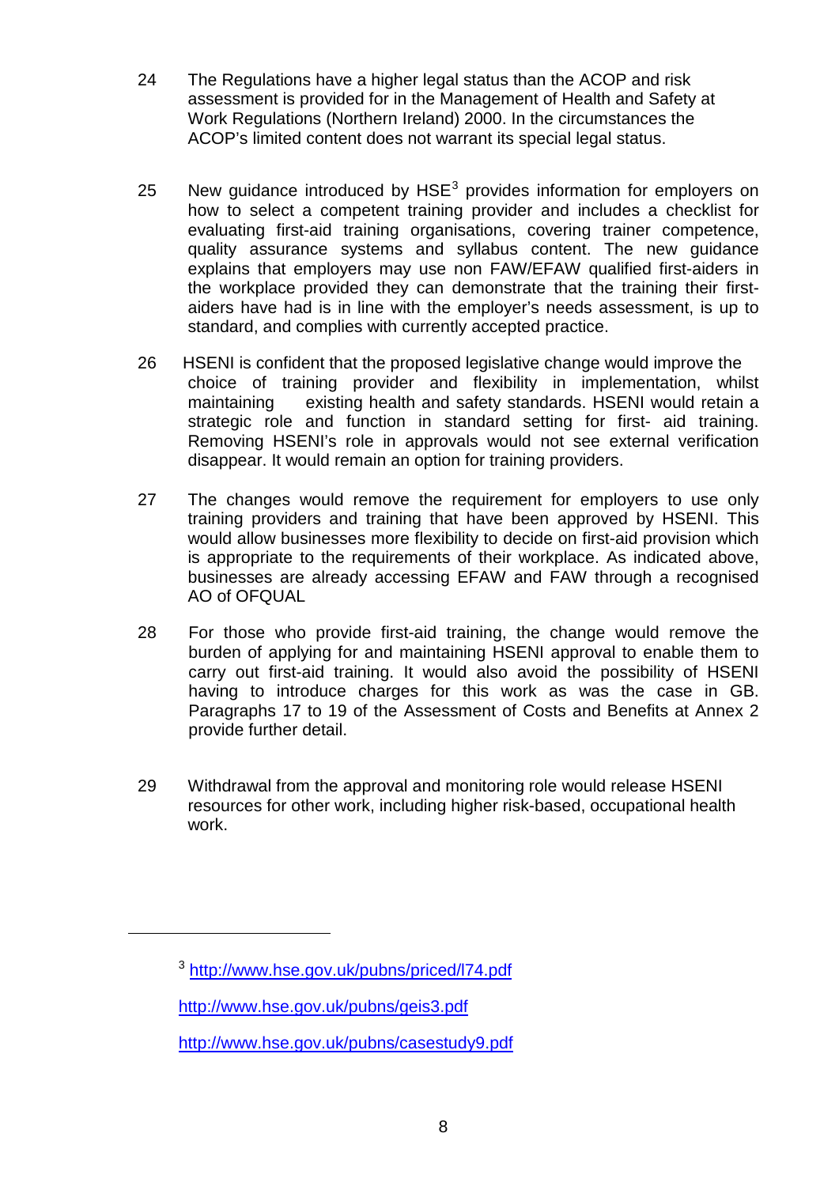24 The Regulations have a higher legal status than the ACOP and risk assessment is provided for in the Management of Health and Safety at Work Regulations (Northern Ireland) 2000. In the circumstances the ACOP's limited content does not warrant its special legal status.

25 New guidance introduced by HSE[3] provides information for employers on how to select a competent training provider and includes a checklist for evaluating first-aid training organisations, covering trainer competence, quality assurance systems and syllabus content. The new guidance explains that employers may use non FAW/EFAW qualified first-aiders in the workplace provided they can demonstrate that the training their first-aiders have had is in line with the employer's needs assessment, is up to standard, and complies with currently accepted practice.

26 HSENI is confident that the proposed legislative change would improve the choice of training provider and flexibility in implementation, whilst maintaining existing health and safety standards. HSENI would retain a strategic role and function in standard setting for first- aid training. Removing HSENI's role in approvals would not see external verification disappear. It would remain an option for training providers.

27 The changes would remove the requirement for employers to use only training providers and training that have been approved by HSENI. This would allow businesses more flexibility to decide on first-aid provision which is appropriate to the requirements of their workplace. As indicated above, businesses are already accessing EFAW and FAW through a recognised AO of OFQUAL

28 For those who provide first-aid training, the change would remove the burden of applying for and maintaining HSENI approval to enable them to carry out first-aid training. It would also avoid the possibility of HSENI having to introduce charges for this work as was the case in GB. Paragraphs 17 to 19 of the Assessment of Costs and Benefits at Annex 2 provide further detail.

29 Withdrawal from the approval and monitoring role would release HSENI resources for other work, including higher risk-based, occupational health work.

---

[3] http://www.hse.gov.uk/pubns/priced/l74.pdf

http://www.hse.gov.uk/pubns/geis3.pdf

http://www.hse.gov.uk/pubns/casestudy9.pdf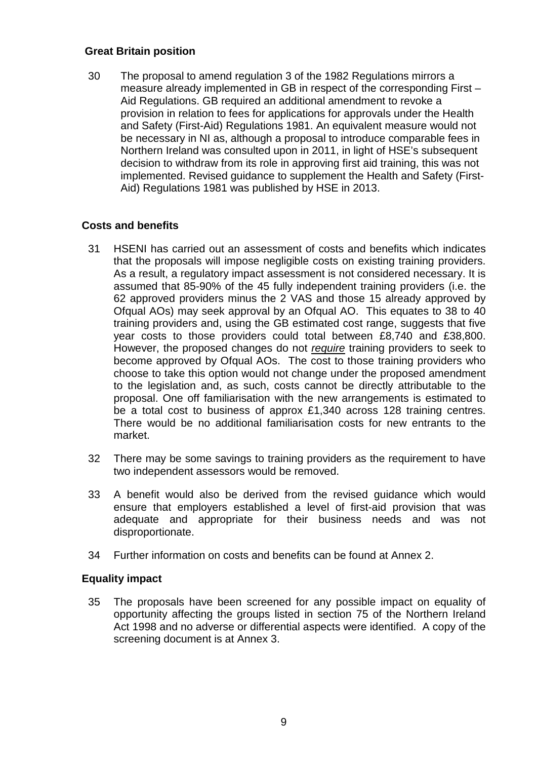### Great Britain position

30 The proposal to amend regulation 3 of the 1982 Regulations mirrors a measure already implemented in GB in respect of the corresponding First – Aid Regulations. GB required an additional amendment to revoke a provision in relation to fees for applications for approvals under the Health and Safety (First-Aid) Regulations 1981. An equivalent measure would not be necessary in NI as, although a proposal to introduce comparable fees in Northern Ireland was consulted upon in 2011, in light of HSE's subsequent decision to withdraw from its role in approving first aid training, this was not implemented. Revised guidance to supplement the Health and Safety (First-Aid) Regulations 1981 was published by HSE in 2013.

### Costs and benefits

31 HSENI has carried out an assessment of costs and benefits which indicates that the proposals will impose negligible costs on existing training providers. As a result, a regulatory impact assessment is not considered necessary. It is assumed that 85-90% of the 45 fully independent training providers (i.e. the 62 approved providers minus the 2 VAS and those 15 already approved by Ofqual AOs) may seek approval by an Ofqual AO. This equates to 38 to 40 training providers and, using the GB estimated cost range, suggests that five year costs to those providers could total between £8,740 and £38,800. However, the proposed changes do not *require* training providers to seek to become approved by Ofqual AOs. The cost to those training providers who choose to take this option would not change under the proposed amendment to the legislation and, as such, costs cannot be directly attributable to the proposal. One off familiarisation with the new arrangements is estimated to be a total cost to business of approx £1,340 across 128 training centres. There would be no additional familiarisation costs for new entrants to the market.

32 There may be some savings to training providers as the requirement to have two independent assessors would be removed.

33 A benefit would also be derived from the revised guidance which would ensure that employers established a level of first-aid provision that was adequate and appropriate for their business needs and was not disproportionate.

34 Further information on costs and benefits can be found at Annex 2.

### Equality impact

35 The proposals have been screened for any possible impact on equality of opportunity affecting the groups listed in section 75 of the Northern Ireland Act 1998 and no adverse or differential aspects were identified. A copy of the screening document is at Annex 3.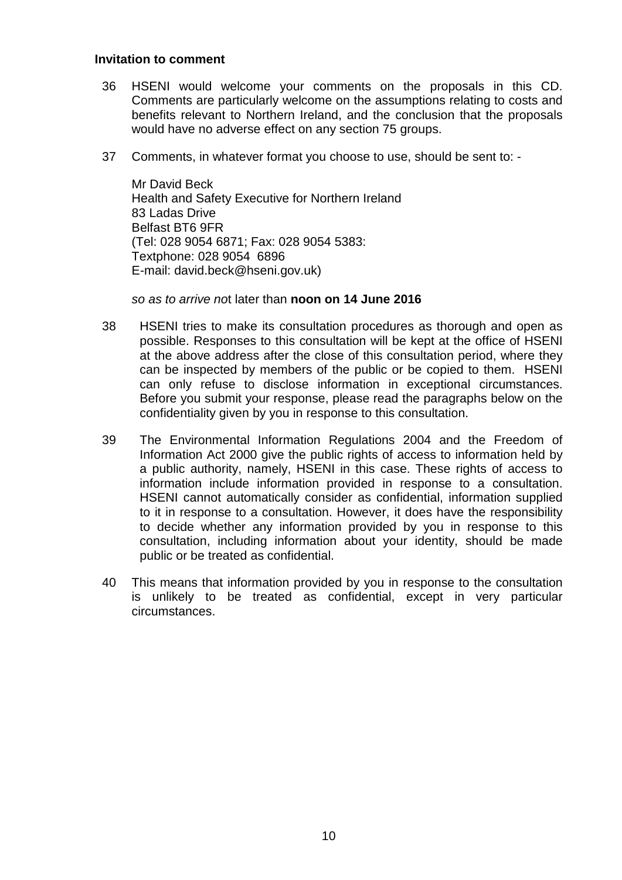**Invitation to comment**

36 HSENI would welcome your comments on the proposals in this CD. Comments are particularly welcome on the assumptions relating to costs and benefits relevant to Northern Ireland, and the conclusion that the proposals would have no adverse effect on any section 75 groups.

37 Comments, in whatever format you choose to use, should be sent to: -

Mr David Beck
Health and Safety Executive for Northern Ireland
83 Ladas Drive
Belfast BT6 9FR
(Tel: 028 9054 6871; Fax: 028 9054 5383:
Textphone: 028 9054 6896
E-mail: david.beck@hseni.gov.uk)

*so as to arrive no*t later than **noon on 14 June 2016**

38 HSENI tries to make its consultation procedures as thorough and open as possible. Responses to this consultation will be kept at the office of HSENI at the above address after the close of this consultation period, where they can be inspected by members of the public or be copied to them. HSENI can only refuse to disclose information in exceptional circumstances. Before you submit your response, please read the paragraphs below on the confidentiality given by you in response to this consultation.

39 The Environmental Information Regulations 2004 and the Freedom of Information Act 2000 give the public rights of access to information held by a public authority, namely, HSENI in this case. These rights of access to information include information provided in response to a consultation. HSENI cannot automatically consider as confidential, information supplied to it in response to a consultation. However, it does have the responsibility to decide whether any information provided by you in response to this consultation, including information about your identity, should be made public or be treated as confidential.

40 This means that information provided by you in response to the consultation is unlikely to be treated as confidential, except in very particular circumstances.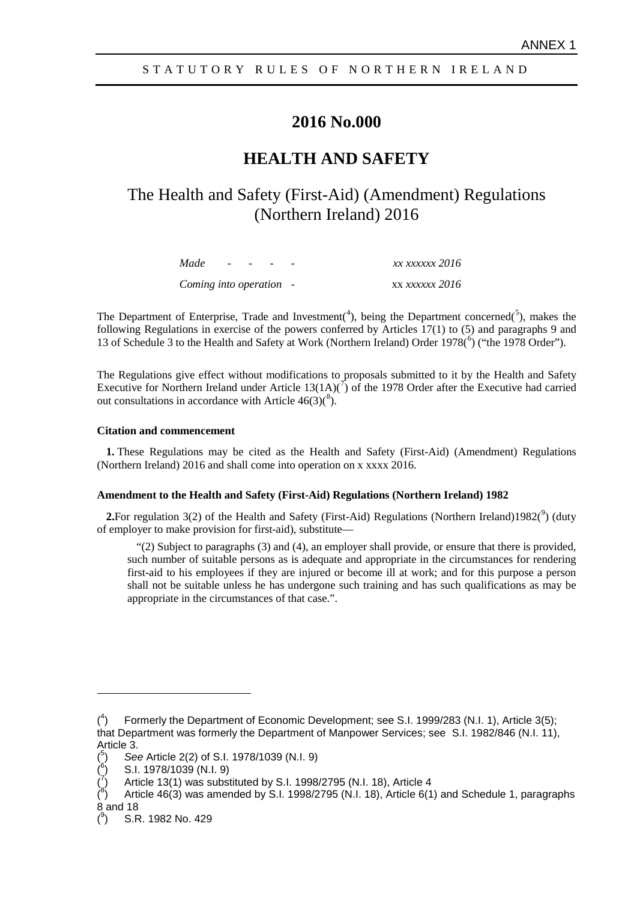ANNEX 1

STATUTORY RULES OF NORTHERN IRELAND

# 2016 No.000

# HEALTH AND SAFETY

## The Health and Safety (First-Aid) (Amendment) Regulations (Northern Ireland) 2016

| | |
|---|---|
| *Made - - - -* | *xx xxxxxx 2016* |
| *Coming into operation -* | xx *xxxxxx 2016* |

The Department of Enterprise, Trade and Investment([4]), being the Department concerned([5]), makes the following Regulations in exercise of the powers conferred by Articles 17(1) to (5) and paragraphs 9 and 13 of Schedule 3 to the Health and Safety at Work (Northern Ireland) Order 1978([6]) ("the 1978 Order").

The Regulations give effect without modifications to proposals submitted to it by the Health and Safety Executive for Northern Ireland under Article 13(1A)([7]) of the 1978 Order after the Executive had carried out consultations in accordance with Article 46(3)([8]).

**Citation and commencement**

**1.** These Regulations may be cited as the Health and Safety (First-Aid) (Amendment) Regulations (Northern Ireland) 2016 and shall come into operation on x xxxx 2016.

**Amendment to the Health and Safety (First-Aid) Regulations (Northern Ireland) 1982**

**2.**For regulation 3(2) of the Health and Safety (First-Aid) Regulations (Northern Ireland)1982([9]) (duty of employer to make provision for first-aid), substitute—

"(2) Subject to paragraphs (3) and (4), an employer shall provide, or ensure that there is provided, such number of suitable persons as is adequate and appropriate in the circumstances for rendering first-aid to his employees if they are injured or become ill at work; and for this purpose a person shall not be suitable unless he has undergone such training and has such qualifications as may be appropriate in the circumstances of that case.".

---

([4]) Formerly the Department of Economic Development; see S.I. 1999/283 (N.I. 1), Article 3(5); that Department was formerly the Department of Manpower Services; see S.I. 1982/846 (N.I. 11), Article 3.

([5]) *See* Article 2(2) of S.I. 1978/1039 (N.I. 9)

([6]) S.I. 1978/1039 (N.I. 9)

([7]) Article 13(1) was substituted by S.I. 1998/2795 (N.I. 18), Article 4

([8]) Article 46(3) was amended by S.I. 1998/2795 (N.I. 18), Article 6(1) and Schedule 1, paragraphs 8 and 18

([9]) S.R. 1982 No. 429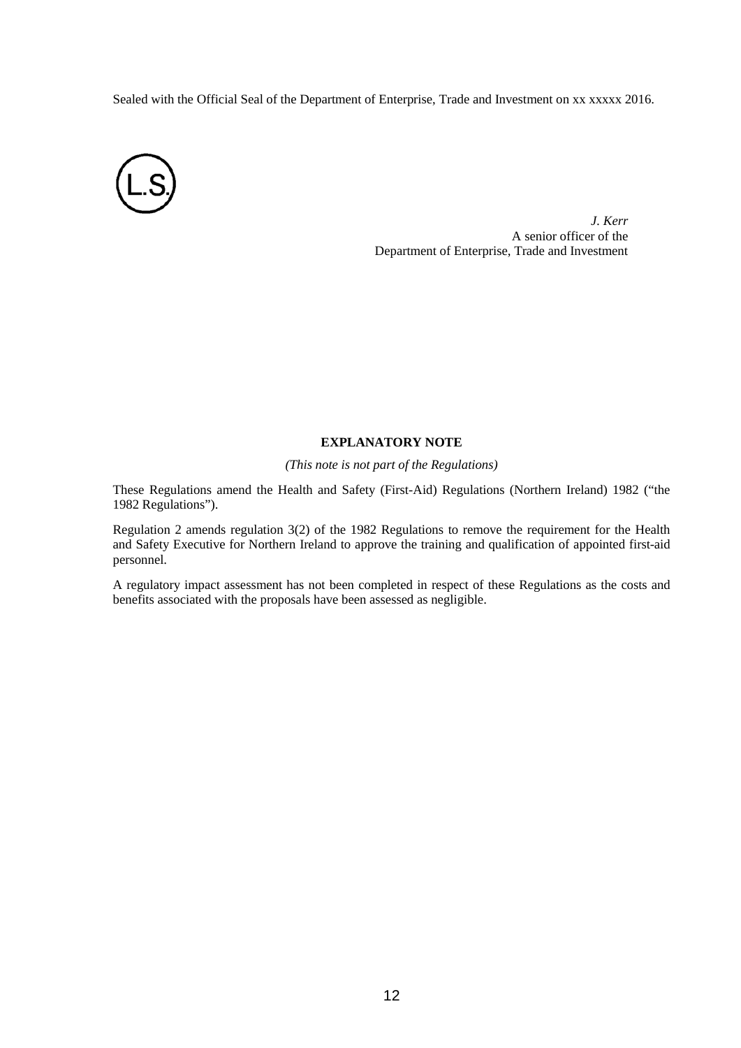Sealed with the Official Seal of the Department of Enterprise, Trade and Investment on xx xxxxx 2016.

L.S.

*J. Kerr*
A senior officer of the
Department of Enterprise, Trade and Investment

**EXPLANATORY NOTE**

*(This note is not part of the Regulations)*

These Regulations amend the Health and Safety (First-Aid) Regulations (Northern Ireland) 1982 ("the 1982 Regulations").

Regulation 2 amends regulation 3(2) of the 1982 Regulations to remove the requirement for the Health and Safety Executive for Northern Ireland to approve the training and qualification of appointed first-aid personnel.

A regulatory impact assessment has not been completed in respect of these Regulations as the costs and benefits associated with the proposals have been assessed as negligible.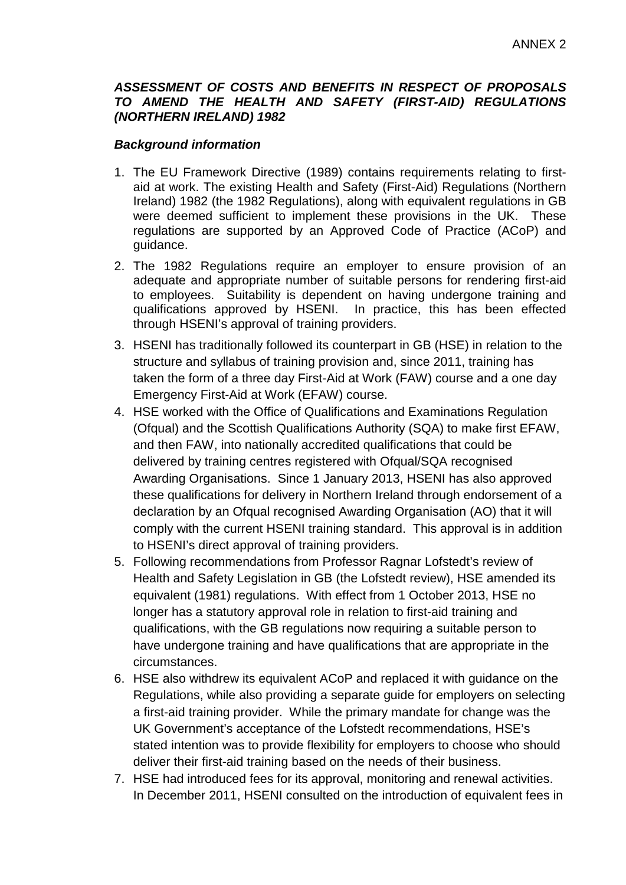ANNEX 2

***ASSESSMENT OF COSTS AND BENEFITS IN RESPECT OF PROPOSALS TO AMEND THE HEALTH AND SAFETY (FIRST-AID) REGULATIONS (NORTHERN IRELAND) 1982***

***Background information***

1. The EU Framework Directive (1989) contains requirements relating to first-aid at work. The existing Health and Safety (First-Aid) Regulations (Northern Ireland) 1982 (the 1982 Regulations), along with equivalent regulations in GB were deemed sufficient to implement these provisions in the UK. These regulations are supported by an Approved Code of Practice (ACoP) and guidance.
2. The 1982 Regulations require an employer to ensure provision of an adequate and appropriate number of suitable persons for rendering first-aid to employees. Suitability is dependent on having undergone training and qualifications approved by HSENI. In practice, this has been effected through HSENI's approval of training providers.
3. HSENI has traditionally followed its counterpart in GB (HSE) in relation to the structure and syllabus of training provision and, since 2011, training has taken the form of a three day First-Aid at Work (FAW) course and a one day Emergency First-Aid at Work (EFAW) course.
4. HSE worked with the Office of Qualifications and Examinations Regulation (Ofqual) and the Scottish Qualifications Authority (SQA) to make first EFAW, and then FAW, into nationally accredited qualifications that could be delivered by training centres registered with Ofqual/SQA recognised Awarding Organisations. Since 1 January 2013, HSENI has also approved these qualifications for delivery in Northern Ireland through endorsement of a declaration by an Ofqual recognised Awarding Organisation (AO) that it will comply with the current HSENI training standard. This approval is in addition to HSENI's direct approval of training providers.
5. Following recommendations from Professor Ragnar Lofstedt's review of Health and Safety Legislation in GB (the Lofstedt review), HSE amended its equivalent (1981) regulations. With effect from 1 October 2013, HSE no longer has a statutory approval role in relation to first-aid training and qualifications, with the GB regulations now requiring a suitable person to have undergone training and have qualifications that are appropriate in the circumstances.
6. HSE also withdrew its equivalent ACoP and replaced it with guidance on the Regulations, while also providing a separate guide for employers on selecting a first-aid training provider. While the primary mandate for change was the UK Government's acceptance of the Lofstedt recommendations, HSE's stated intention was to provide flexibility for employers to choose who should deliver their first-aid training based on the needs of their business.
7. HSE had introduced fees for its approval, monitoring and renewal activities. In December 2011, HSENI consulted on the introduction of equivalent fees in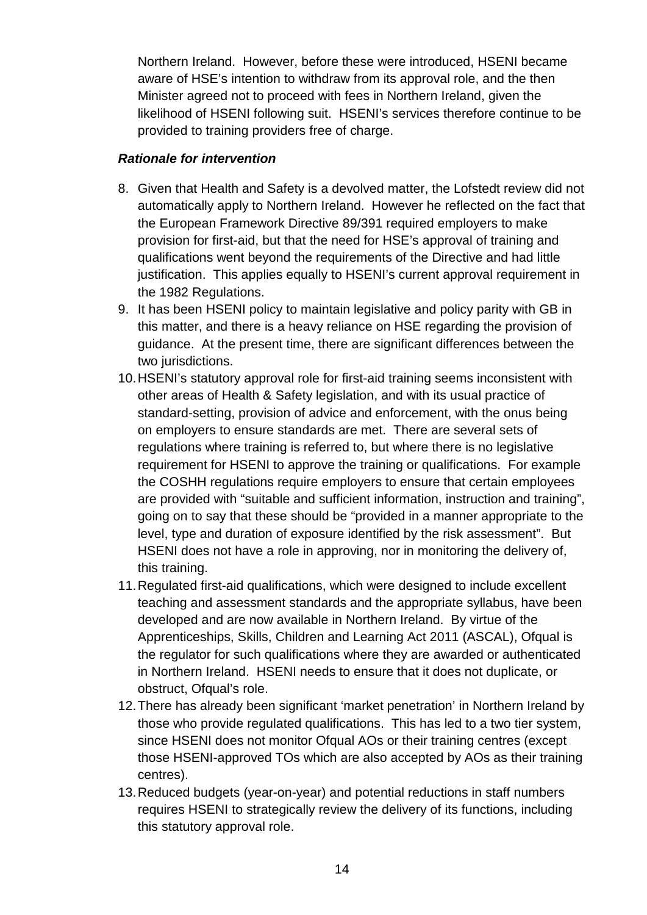Northern Ireland. However, before these were introduced, HSENI became aware of HSE's intention to withdraw from its approval role, and the then Minister agreed not to proceed with fees in Northern Ireland, given the likelihood of HSENI following suit. HSENI's services therefore continue to be provided to training providers free of charge.

***Rationale for intervention***

8. Given that Health and Safety is a devolved matter, the Lofstedt review did not automatically apply to Northern Ireland. However he reflected on the fact that the European Framework Directive 89/391 required employers to make provision for first-aid, but that the need for HSE's approval of training and qualifications went beyond the requirements of the Directive and had little justification. This applies equally to HSENI's current approval requirement in the 1982 Regulations.
9. It has been HSENI policy to maintain legislative and policy parity with GB in this matter, and there is a heavy reliance on HSE regarding the provision of guidance. At the present time, there are significant differences between the two jurisdictions.
10. HSENI's statutory approval role for first-aid training seems inconsistent with other areas of Health & Safety legislation, and with its usual practice of standard-setting, provision of advice and enforcement, with the onus being on employers to ensure standards are met. There are several sets of regulations where training is referred to, but where there is no legislative requirement for HSENI to approve the training or qualifications. For example the COSHH regulations require employers to ensure that certain employees are provided with "suitable and sufficient information, instruction and training", going on to say that these should be "provided in a manner appropriate to the level, type and duration of exposure identified by the risk assessment". But HSENI does not have a role in approving, nor in monitoring the delivery of, this training.
11. Regulated first-aid qualifications, which were designed to include excellent teaching and assessment standards and the appropriate syllabus, have been developed and are now available in Northern Ireland. By virtue of the Apprenticeships, Skills, Children and Learning Act 2011 (ASCAL), Ofqual is the regulator for such qualifications where they are awarded or authenticated in Northern Ireland. HSENI needs to ensure that it does not duplicate, or obstruct, Ofqual's role.
12. There has already been significant 'market penetration' in Northern Ireland by those who provide regulated qualifications. This has led to a two tier system, since HSENI does not monitor Ofqual AOs or their training centres (except those HSENI-approved TOs which are also accepted by AOs as their training centres).
13. Reduced budgets (year-on-year) and potential reductions in staff numbers requires HSENI to strategically review the delivery of its functions, including this statutory approval role.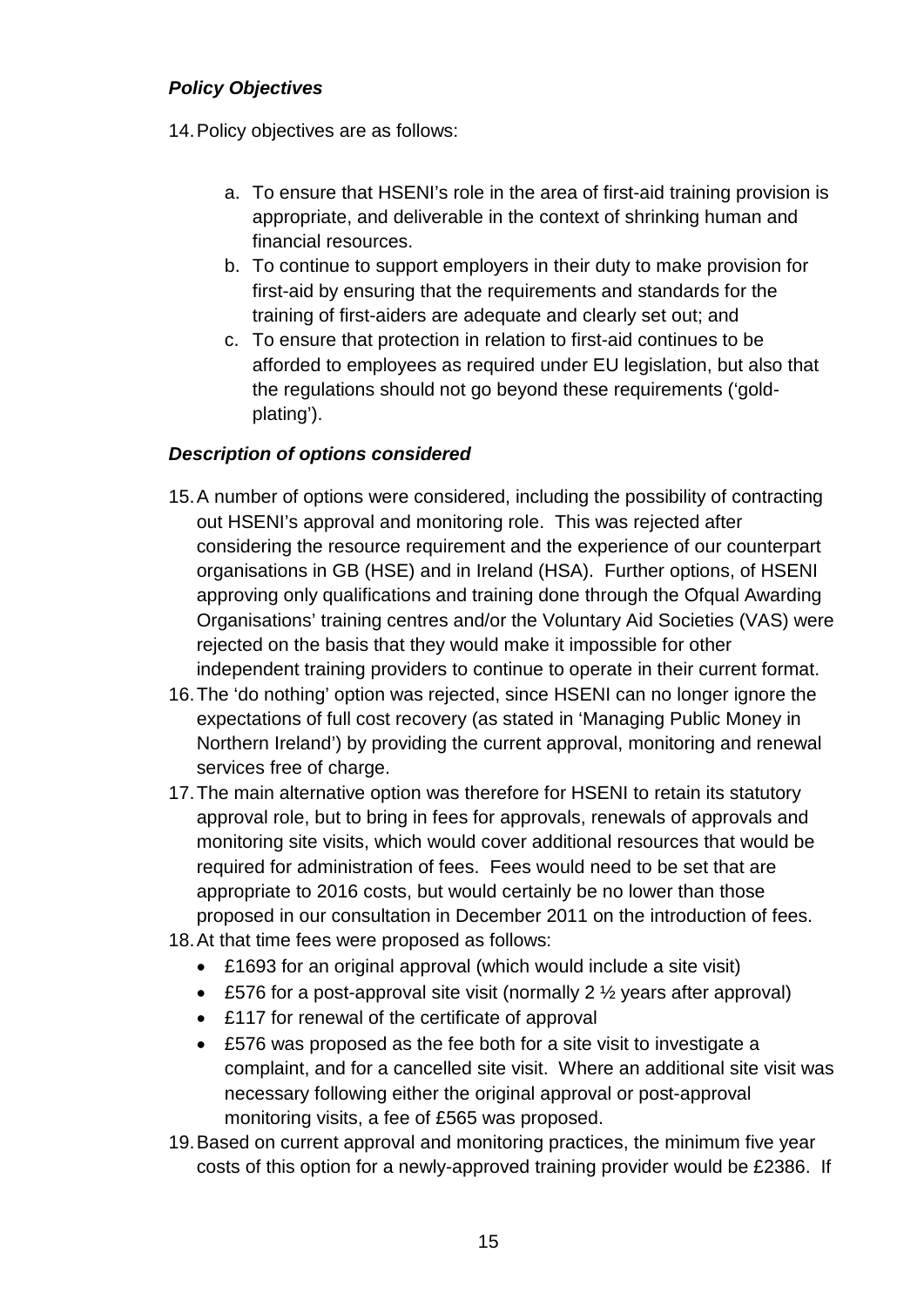### *Policy Objectives*

14. Policy objectives are as follows:

    a. To ensure that HSENI's role in the area of first-aid training provision is appropriate, and deliverable in the context of shrinking human and financial resources.
    b. To continue to support employers in their duty to make provision for first-aid by ensuring that the requirements and standards for the training of first-aiders are adequate and clearly set out; and
    c. To ensure that protection in relation to first-aid continues to be afforded to employees as required under EU legislation, but also that the regulations should not go beyond these requirements ('gold-plating').

### *Description of options considered*

15. A number of options were considered, including the possibility of contracting out HSENI's approval and monitoring role. This was rejected after considering the resource requirement and the experience of our counterpart organisations in GB (HSE) and in Ireland (HSA). Further options, of HSENI approving only qualifications and training done through the Ofqual Awarding Organisations' training centres and/or the Voluntary Aid Societies (VAS) were rejected on the basis that they would make it impossible for other independent training providers to continue to operate in their current format.
16. The 'do nothing' option was rejected, since HSENI can no longer ignore the expectations of full cost recovery (as stated in 'Managing Public Money in Northern Ireland') by providing the current approval, monitoring and renewal services free of charge.
17. The main alternative option was therefore for HSENI to retain its statutory approval role, but to bring in fees for approvals, renewals of approvals and monitoring site visits, which would cover additional resources that would be required for administration of fees. Fees would need to be set that are appropriate to 2016 costs, but would certainly be no lower than those proposed in our consultation in December 2011 on the introduction of fees.
18. At that time fees were proposed as follows:
    - £1693 for an original approval (which would include a site visit)
    - £576 for a post-approval site visit (normally 2 ½ years after approval)
    - £117 for renewal of the certificate of approval
    - £576 was proposed as the fee both for a site visit to investigate a complaint, and for a cancelled site visit. Where an additional site visit was necessary following either the original approval or post-approval monitoring visits, a fee of £565 was proposed.
19. Based on current approval and monitoring practices, the minimum five year costs of this option for a newly-approved training provider would be £2386. If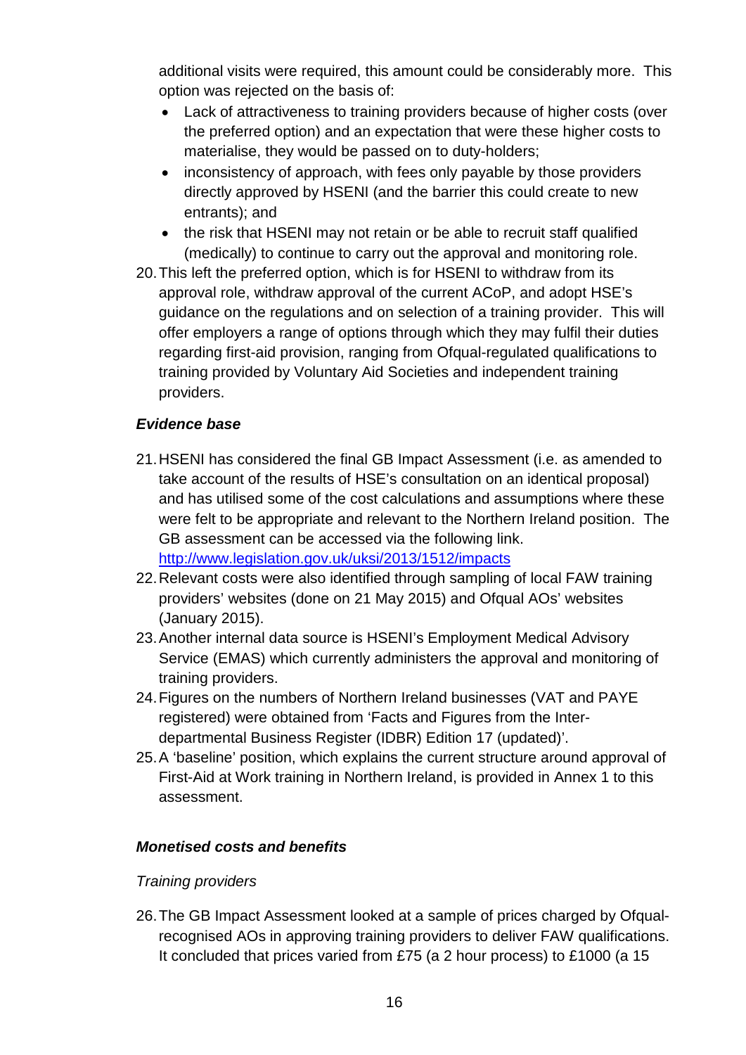additional visits were required, this amount could be considerably more. This option was rejected on the basis of:

- Lack of attractiveness to training providers because of higher costs (over the preferred option) and an expectation that were these higher costs to materialise, they would be passed on to duty-holders;
- inconsistency of approach, with fees only payable by those providers directly approved by HSENI (and the barrier this could create to new entrants); and
- the risk that HSENI may not retain or be able to recruit staff qualified (medically) to continue to carry out the approval and monitoring role.

20. This left the preferred option, which is for HSENI to withdraw from its approval role, withdraw approval of the current ACoP, and adopt HSE's guidance on the regulations and on selection of a training provider. This will offer employers a range of options through which they may fulfil their duties regarding first-aid provision, ranging from Ofqual-regulated qualifications to training provided by Voluntary Aid Societies and independent training providers.

### *Evidence base*

21. HSENI has considered the final GB Impact Assessment (i.e. as amended to take account of the results of HSE's consultation on an identical proposal) and has utilised some of the cost calculations and assumptions where these were felt to be appropriate and relevant to the Northern Ireland position. The GB assessment can be accessed via the following link. http://www.legislation.gov.uk/uksi/2013/1512/impacts
22. Relevant costs were also identified through sampling of local FAW training providers' websites (done on 21 May 2015) and Ofqual AOs' websites (January 2015).
23. Another internal data source is HSENI's Employment Medical Advisory Service (EMAS) which currently administers the approval and monitoring of training providers.
24. Figures on the numbers of Northern Ireland businesses (VAT and PAYE registered) were obtained from 'Facts and Figures from the Inter-departmental Business Register (IDBR) Edition 17 (updated)'.
25. A 'baseline' position, which explains the current structure around approval of First-Aid at Work training in Northern Ireland, is provided in Annex 1 to this assessment.

### *Monetised costs and benefits*

*Training providers*

26. The GB Impact Assessment looked at a sample of prices charged by Ofqual-recognised AOs in approving training providers to deliver FAW qualifications. It concluded that prices varied from £75 (a 2 hour process) to £1000 (a 15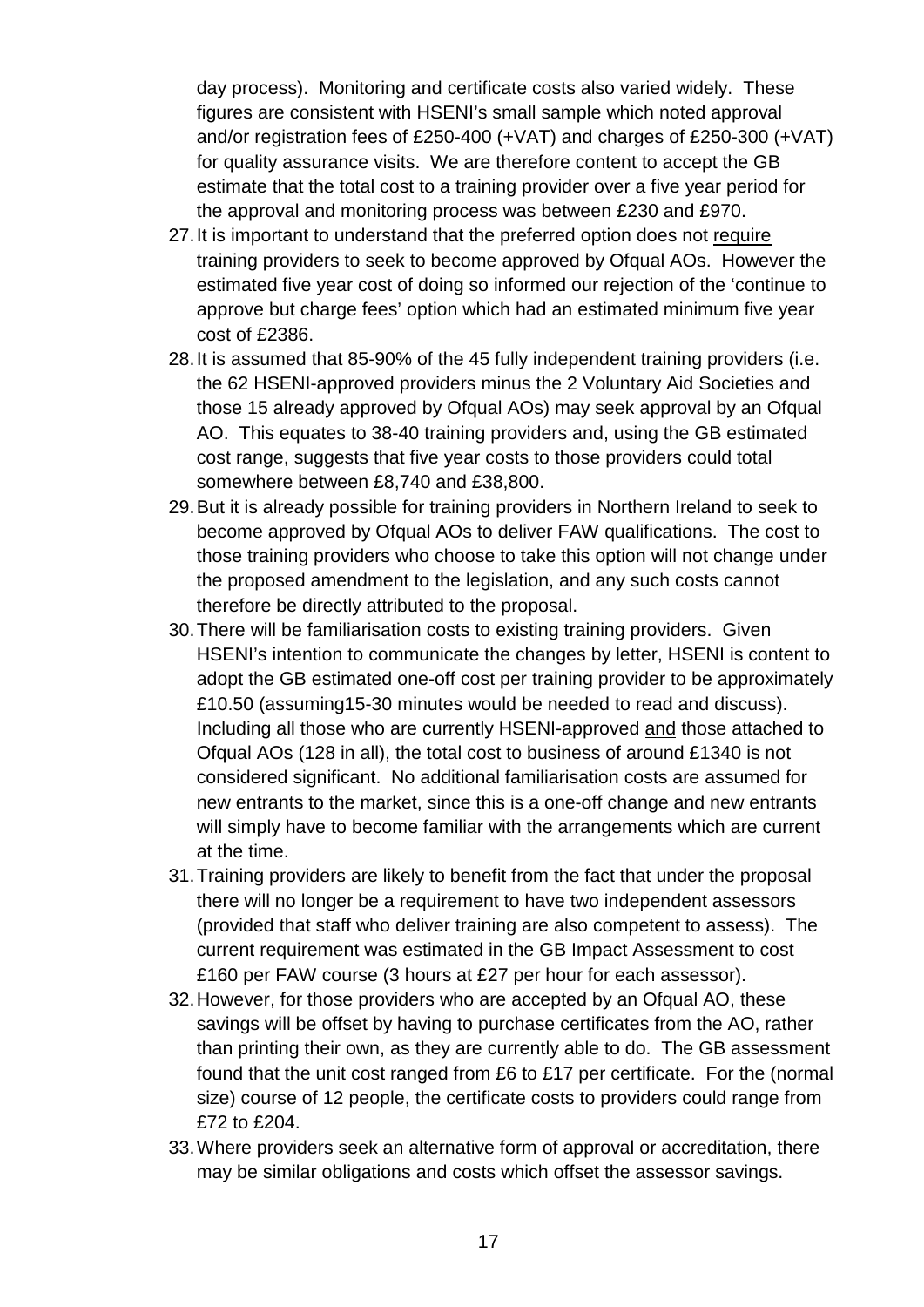day process). Monitoring and certificate costs also varied widely. These figures are consistent with HSENI's small sample which noted approval and/or registration fees of £250-400 (+VAT) and charges of £250-300 (+VAT) for quality assurance visits. We are therefore content to accept the GB estimate that the total cost to a training provider over a five year period for the approval and monitoring process was between £230 and £970.

27. It is important to understand that the preferred option does not <u>require</u> training providers to seek to become approved by Ofqual AOs. However the estimated five year cost of doing so informed our rejection of the 'continue to approve but charge fees' option which had an estimated minimum five year cost of £2386.
28. It is assumed that 85-90% of the 45 fully independent training providers (i.e. the 62 HSENI-approved providers minus the 2 Voluntary Aid Societies and those 15 already approved by Ofqual AOs) may seek approval by an Ofqual AO. This equates to 38-40 training providers and, using the GB estimated cost range, suggests that five year costs to those providers could total somewhere between £8,740 and £38,800.
29. But it is already possible for training providers in Northern Ireland to seek to become approved by Ofqual AOs to deliver FAW qualifications. The cost to those training providers who choose to take this option will not change under the proposed amendment to the legislation, and any such costs cannot therefore be directly attributed to the proposal.
30. There will be familiarisation costs to existing training providers. Given HSENI's intention to communicate the changes by letter, HSENI is content to adopt the GB estimated one-off cost per training provider to be approximately £10.50 (assuming15-30 minutes would be needed to read and discuss). Including all those who are currently HSENI-approved <u>and</u> those attached to Ofqual AOs (128 in all), the total cost to business of around £1340 is not considered significant. No additional familiarisation costs are assumed for new entrants to the market, since this is a one-off change and new entrants will simply have to become familiar with the arrangements which are current at the time.
31. Training providers are likely to benefit from the fact that under the proposal there will no longer be a requirement to have two independent assessors (provided that staff who deliver training are also competent to assess). The current requirement was estimated in the GB Impact Assessment to cost £160 per FAW course (3 hours at £27 per hour for each assessor).
32. However, for those providers who are accepted by an Ofqual AO, these savings will be offset by having to purchase certificates from the AO, rather than printing their own, as they are currently able to do. The GB assessment found that the unit cost ranged from £6 to £17 per certificate. For the (normal size) course of 12 people, the certificate costs to providers could range from £72 to £204.
33. Where providers seek an alternative form of approval or accreditation, there may be similar obligations and costs which offset the assessor savings.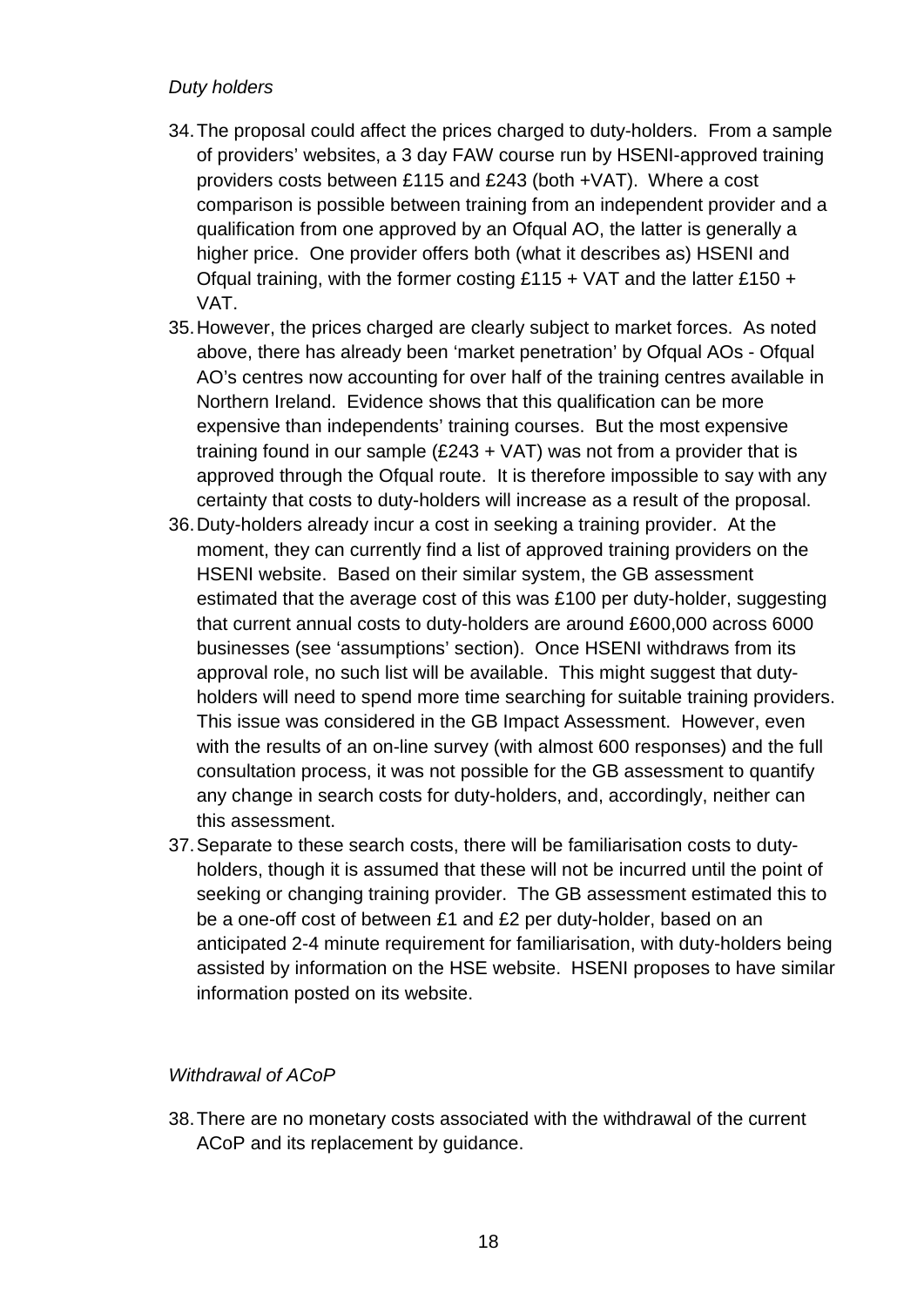*Duty holders*

34. The proposal could affect the prices charged to duty-holders. From a sample of providers' websites, a 3 day FAW course run by HSENI-approved training providers costs between £115 and £243 (both +VAT). Where a cost comparison is possible between training from an independent provider and a qualification from one approved by an Ofqual AO, the latter is generally a higher price. One provider offers both (what it describes as) HSENI and Ofqual training, with the former costing £115 + VAT and the latter £150 + VAT.
35. However, the prices charged are clearly subject to market forces. As noted above, there has already been 'market penetration' by Ofqual AOs - Ofqual AO's centres now accounting for over half of the training centres available in Northern Ireland. Evidence shows that this qualification can be more expensive than independents' training courses. But the most expensive training found in our sample (£243 + VAT) was not from a provider that is approved through the Ofqual route. It is therefore impossible to say with any certainty that costs to duty-holders will increase as a result of the proposal.
36. Duty-holders already incur a cost in seeking a training provider. At the moment, they can currently find a list of approved training providers on the HSENI website. Based on their similar system, the GB assessment estimated that the average cost of this was £100 per duty-holder, suggesting that current annual costs to duty-holders are around £600,000 across 6000 businesses (see 'assumptions' section). Once HSENI withdraws from its approval role, no such list will be available. This might suggest that duty-holders will need to spend more time searching for suitable training providers. This issue was considered in the GB Impact Assessment. However, even with the results of an on-line survey (with almost 600 responses) and the full consultation process, it was not possible for the GB assessment to quantify any change in search costs for duty-holders, and, accordingly, neither can this assessment.
37. Separate to these search costs, there will be familiarisation costs to duty-holders, though it is assumed that these will not be incurred until the point of seeking or changing training provider. The GB assessment estimated this to be a one-off cost of between £1 and £2 per duty-holder, based on an anticipated 2-4 minute requirement for familiarisation, with duty-holders being assisted by information on the HSE website. HSENI proposes to have similar information posted on its website.

*Withdrawal of ACoP*

38. There are no monetary costs associated with the withdrawal of the current ACoP and its replacement by guidance.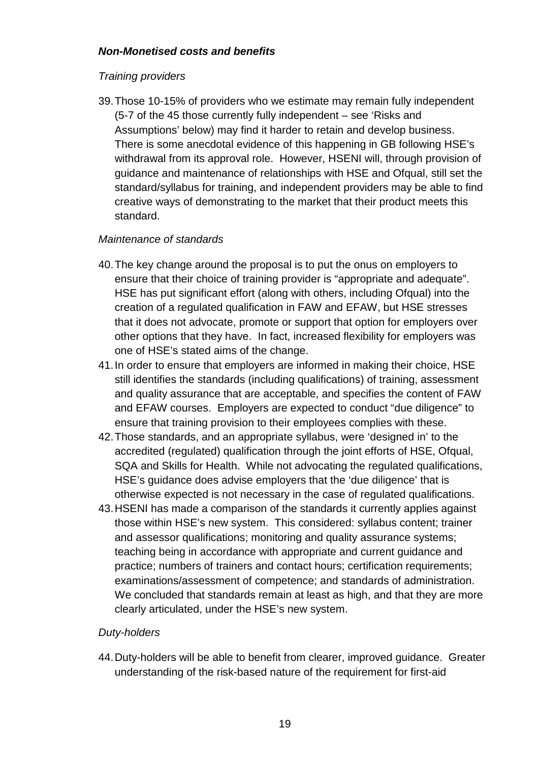***Non-Monetised costs and benefits***

*Training providers*

39. Those 10-15% of providers who we estimate may remain fully independent (5-7 of the 45 those currently fully independent – see 'Risks and Assumptions' below) may find it harder to retain and develop business. There is some anecdotal evidence of this happening in GB following HSE's withdrawal from its approval role. However, HSENI will, through provision of guidance and maintenance of relationships with HSE and Ofqual, still set the standard/syllabus for training, and independent providers may be able to find creative ways of demonstrating to the market that their product meets this standard.

*Maintenance of standards*

40. The key change around the proposal is to put the onus on employers to ensure that their choice of training provider is "appropriate and adequate". HSE has put significant effort (along with others, including Ofqual) into the creation of a regulated qualification in FAW and EFAW, but HSE stresses that it does not advocate, promote or support that option for employers over other options that they have. In fact, increased flexibility for employers was one of HSE's stated aims of the change.
41. In order to ensure that employers are informed in making their choice, HSE still identifies the standards (including qualifications) of training, assessment and quality assurance that are acceptable, and specifies the content of FAW and EFAW courses. Employers are expected to conduct "due diligence" to ensure that training provision to their employees complies with these.
42. Those standards, and an appropriate syllabus, were 'designed in' to the accredited (regulated) qualification through the joint efforts of HSE, Ofqual, SQA and Skills for Health. While not advocating the regulated qualifications, HSE's guidance does advise employers that the 'due diligence' that is otherwise expected is not necessary in the case of regulated qualifications.
43. HSENI has made a comparison of the standards it currently applies against those within HSE's new system. This considered: syllabus content; trainer and assessor qualifications; monitoring and quality assurance systems; teaching being in accordance with appropriate and current guidance and practice; numbers of trainers and contact hours; certification requirements; examinations/assessment of competence; and standards of administration. We concluded that standards remain at least as high, and that they are more clearly articulated, under the HSE's new system.

*Duty-holders*

44. Duty-holders will be able to benefit from clearer, improved guidance. Greater understanding of the risk-based nature of the requirement for first-aid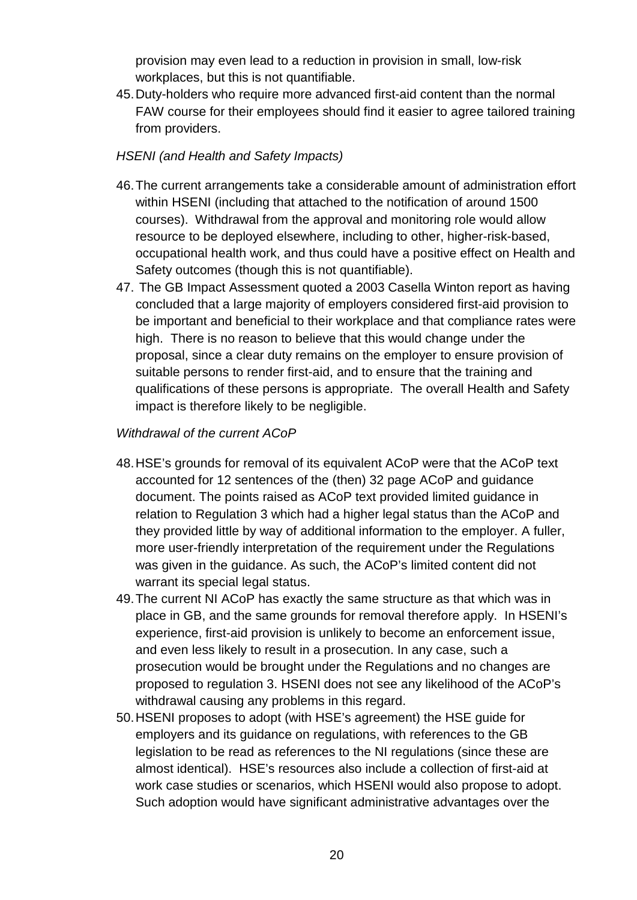provision may even lead to a reduction in provision in small, low-risk workplaces, but this is not quantifiable.

45. Duty-holders who require more advanced first-aid content than the normal FAW course for their employees should find it easier to agree tailored training from providers.

*HSENI (and Health and Safety Impacts)*

46. The current arrangements take a considerable amount of administration effort within HSENI (including that attached to the notification of around 1500 courses). Withdrawal from the approval and monitoring role would allow resource to be deployed elsewhere, including to other, higher-risk-based, occupational health work, and thus could have a positive effect on Health and Safety outcomes (though this is not quantifiable).
47. The GB Impact Assessment quoted a 2003 Casella Winton report as having concluded that a large majority of employers considered first-aid provision to be important and beneficial to their workplace and that compliance rates were high. There is no reason to believe that this would change under the proposal, since a clear duty remains on the employer to ensure provision of suitable persons to render first-aid, and to ensure that the training and qualifications of these persons is appropriate. The overall Health and Safety impact is therefore likely to be negligible.

*Withdrawal of the current ACoP*

48. HSE's grounds for removal of its equivalent ACoP were that the ACoP text accounted for 12 sentences of the (then) 32 page ACoP and guidance document. The points raised as ACoP text provided limited guidance in relation to Regulation 3 which had a higher legal status than the ACoP and they provided little by way of additional information to the employer. A fuller, more user-friendly interpretation of the requirement under the Regulations was given in the guidance. As such, the ACoP's limited content did not warrant its special legal status.
49. The current NI ACoP has exactly the same structure as that which was in place in GB, and the same grounds for removal therefore apply. In HSENI's experience, first-aid provision is unlikely to become an enforcement issue, and even less likely to result in a prosecution. In any case, such a prosecution would be brought under the Regulations and no changes are proposed to regulation 3. HSENI does not see any likelihood of the ACoP's withdrawal causing any problems in this regard.
50. HSENI proposes to adopt (with HSE's agreement) the HSE guide for employers and its guidance on regulations, with references to the GB legislation to be read as references to the NI regulations (since these are almost identical). HSE's resources also include a collection of first-aid at work case studies or scenarios, which HSENI would also propose to adopt. Such adoption would have significant administrative advantages over the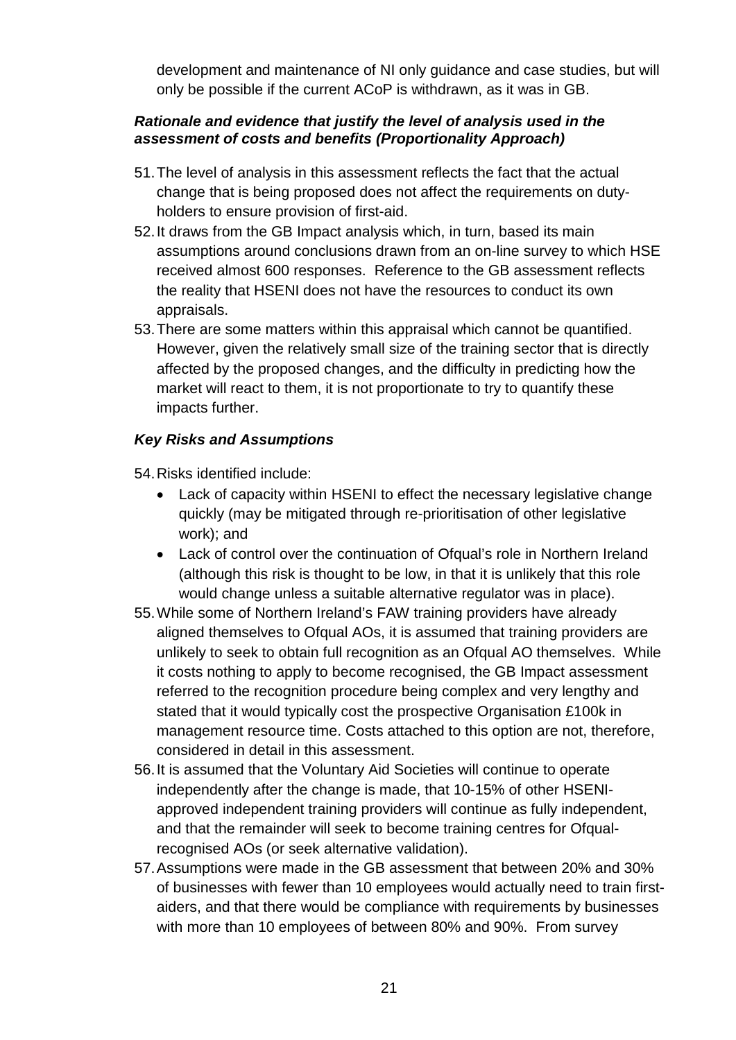development and maintenance of NI only guidance and case studies, but will only be possible if the current ACoP is withdrawn, as it was in GB.

### *Rationale and evidence that justify the level of analysis used in the assessment of costs and benefits (Proportionality Approach)*

51. The level of analysis in this assessment reflects the fact that the actual change that is being proposed does not affect the requirements on duty-holders to ensure provision of first-aid.
52. It draws from the GB Impact analysis which, in turn, based its main assumptions around conclusions drawn from an on-line survey to which HSE received almost 600 responses. Reference to the GB assessment reflects the reality that HSENI does not have the resources to conduct its own appraisals.
53. There are some matters within this appraisal which cannot be quantified. However, given the relatively small size of the training sector that is directly affected by the proposed changes, and the difficulty in predicting how the market will react to them, it is not proportionate to try to quantify these impacts further.

### *Key Risks and Assumptions*

54. Risks identified include:
    - Lack of capacity within HSENI to effect the necessary legislative change quickly (may be mitigated through re-prioritisation of other legislative work); and
    - Lack of control over the continuation of Ofqual's role in Northern Ireland (although this risk is thought to be low, in that it is unlikely that this role would change unless a suitable alternative regulator was in place).
55. While some of Northern Ireland's FAW training providers have already aligned themselves to Ofqual AOs, it is assumed that training providers are unlikely to seek to obtain full recognition as an Ofqual AO themselves. While it costs nothing to apply to become recognised, the GB Impact assessment referred to the recognition procedure being complex and very lengthy and stated that it would typically cost the prospective Organisation £100k in management resource time. Costs attached to this option are not, therefore, considered in detail in this assessment.
56. It is assumed that the Voluntary Aid Societies will continue to operate independently after the change is made, that 10-15% of other HSENI-approved independent training providers will continue as fully independent, and that the remainder will seek to become training centres for Ofqual-recognised AOs (or seek alternative validation).
57. Assumptions were made in the GB assessment that between 20% and 30% of businesses with fewer than 10 employees would actually need to train first-aiders, and that there would be compliance with requirements by businesses with more than 10 employees of between 80% and 90%. From survey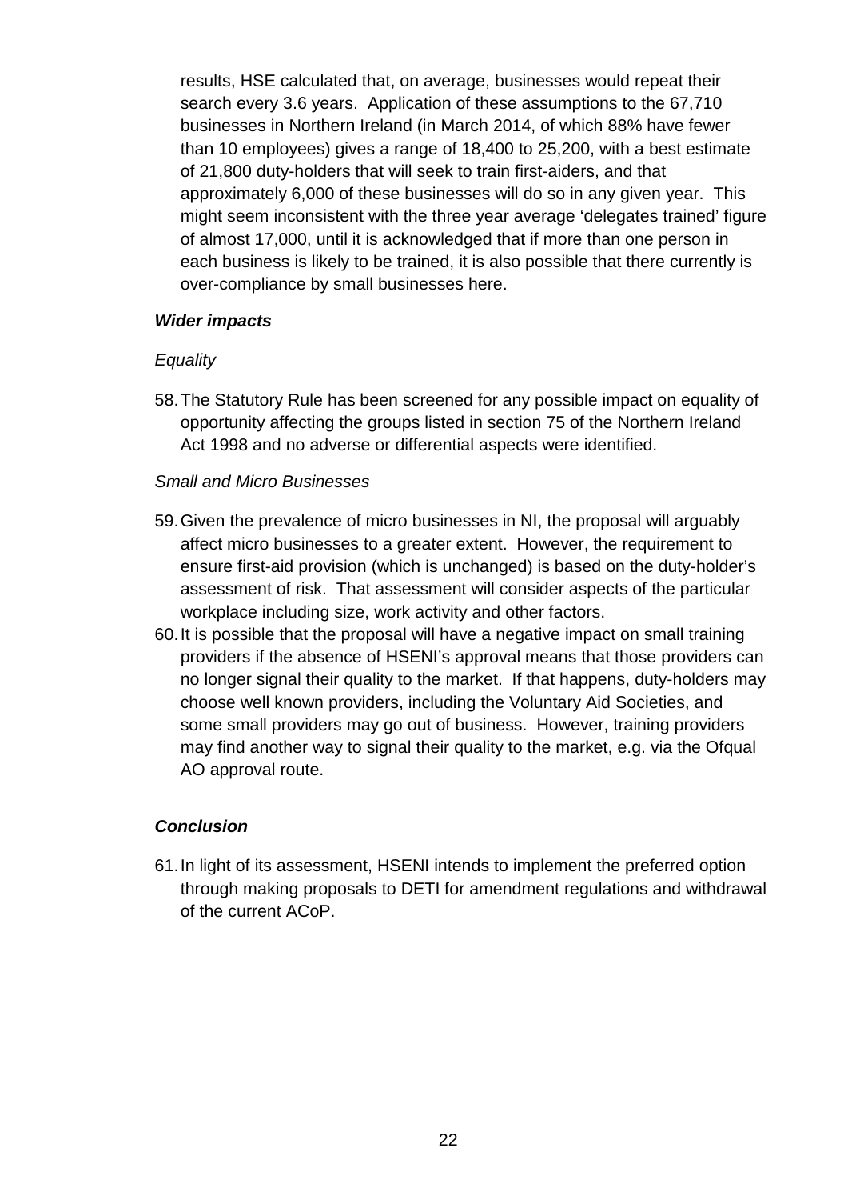results, HSE calculated that, on average, businesses would repeat their search every 3.6 years. Application of these assumptions to the 67,710 businesses in Northern Ireland (in March 2014, of which 88% have fewer than 10 employees) gives a range of 18,400 to 25,200, with a best estimate of 21,800 duty-holders that will seek to train first-aiders, and that approximately 6,000 of these businesses will do so in any given year. This might seem inconsistent with the three year average 'delegates trained' figure of almost 17,000, until it is acknowledged that if more than one person in each business is likely to be trained, it is also possible that there currently is over-compliance by small businesses here.

***Wider impacts***

*Equality*

58. The Statutory Rule has been screened for any possible impact on equality of opportunity affecting the groups listed in section 75 of the Northern Ireland Act 1998 and no adverse or differential aspects were identified.

*Small and Micro Businesses*

59. Given the prevalence of micro businesses in NI, the proposal will arguably affect micro businesses to a greater extent. However, the requirement to ensure first-aid provision (which is unchanged) is based on the duty-holder's assessment of risk. That assessment will consider aspects of the particular workplace including size, work activity and other factors.
60. It is possible that the proposal will have a negative impact on small training providers if the absence of HSENI's approval means that those providers can no longer signal their quality to the market. If that happens, duty-holders may choose well known providers, including the Voluntary Aid Societies, and some small providers may go out of business. However, training providers may find another way to signal their quality to the market, e.g. via the Ofqual AO approval route.

***Conclusion***

61. In light of its assessment, HSENI intends to implement the preferred option through making proposals to DETI for amendment regulations and withdrawal of the current ACoP.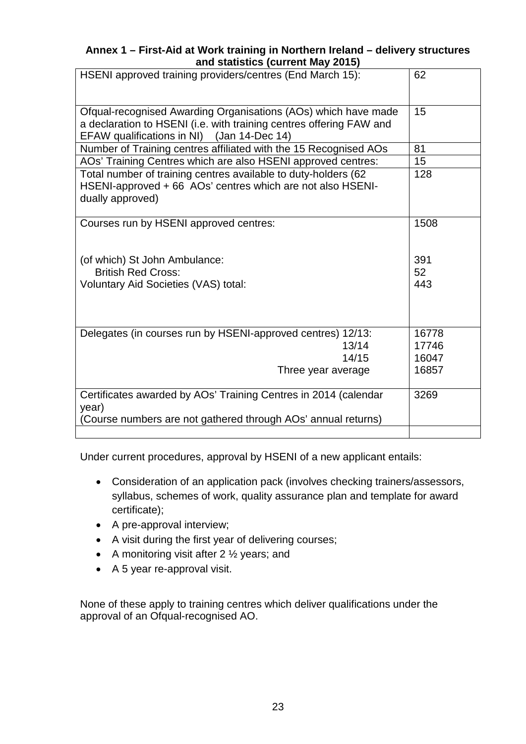**Annex 1 – First-Aid at Work training in Northern Ireland – delivery structures and statistics (current May 2015)**

| | |
|---|---|
| HSENI approved training providers/centres (End March 15): | 62 |
| Ofqual-recognised Awarding Organisations (AOs) which have made a declaration to HSENI (i.e. with training centres offering FAW and EFAW qualifications in NI) (Jan 14-Dec 14) | 15 |
| Number of Training centres affiliated with the 15 Recognised AOs | 81 |
| AOs' Training Centres which are also HSENI approved centres: | 15 |
| Total number of training centres available to duty-holders (62 HSENI-approved + 66 AOs' centres which are not also HSENI-dually approved) | 128 |
| Courses run by HSENI approved centres:<br><br>(of which) St John Ambulance:<br>British Red Cross:<br>Voluntary Aid Societies (VAS) total: | 1508<br><br>391<br>52<br>443 |
| Delegates (in courses run by HSENI-approved centres) 12/13:<br>13/14<br>14/15<br>Three year average | 16778<br>17746<br>16047<br>16857 |
| Certificates awarded by AOs' Training Centres in 2014 (calendar year)<br>(Course numbers are not gathered through AOs' annual returns) | 3269 |

Under current procedures, approval by HSENI of a new applicant entails:

- Consideration of an application pack (involves checking trainers/assessors, syllabus, schemes of work, quality assurance plan and template for award certificate);
- A pre-approval interview;
- A visit during the first year of delivering courses;
- A monitoring visit after 2 ½ years; and
- A 5 year re-approval visit.

None of these apply to training centres which deliver qualifications under the approval of an Ofqual-recognised AO.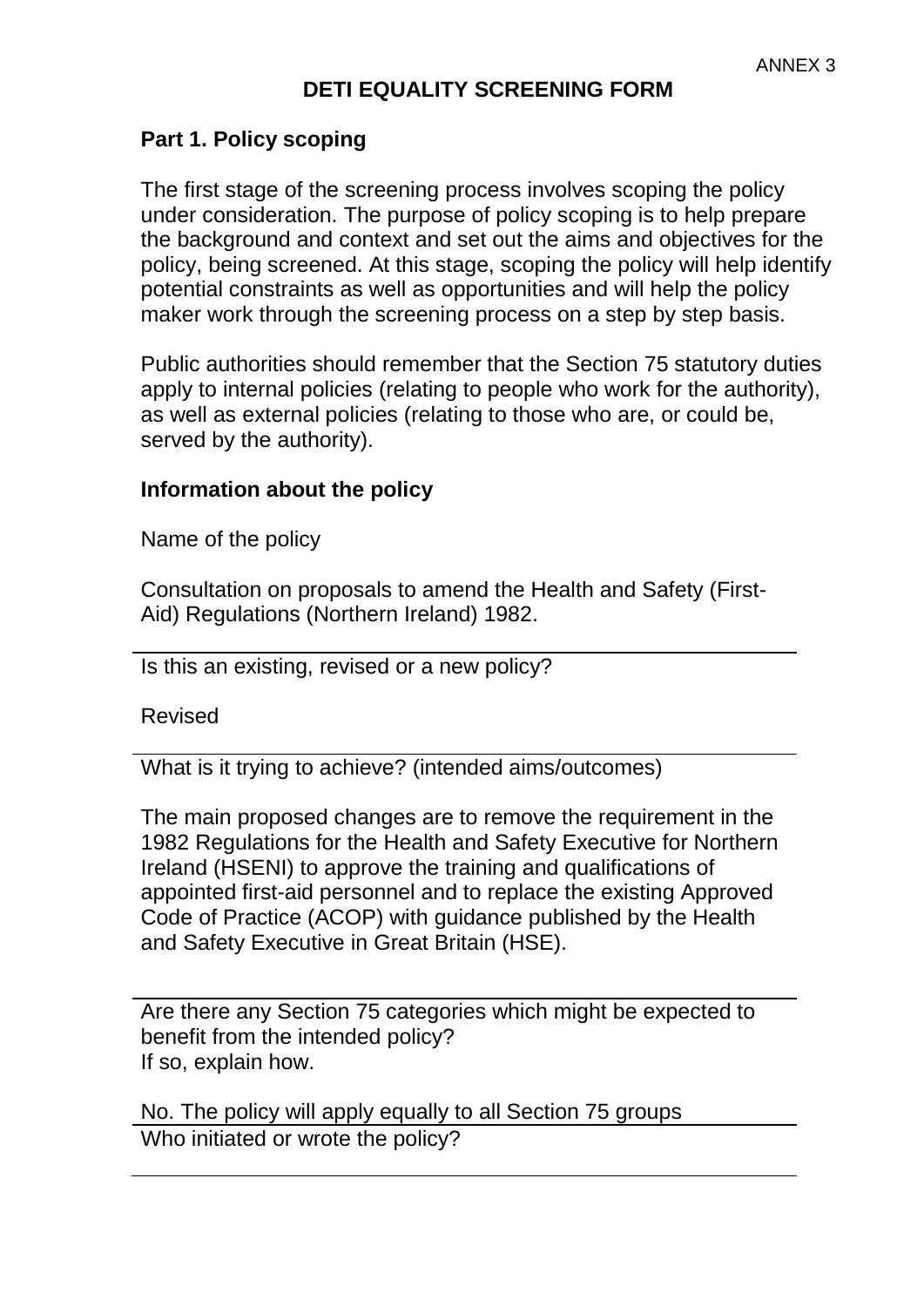ANNEX 3

# DETI EQUALITY SCREENING FORM

## Part 1. Policy scoping

The first stage of the screening process involves scoping the policy under consideration. The purpose of policy scoping is to help prepare the background and context and set out the aims and objectives for the policy, being screened. At this stage, scoping the policy will help identify potential constraints as well as opportunities and will help the policy maker work through the screening process on a step by step basis.

Public authorities should remember that the Section 75 statutory duties apply to internal policies (relating to people who work for the authority), as well as external policies (relating to those who are, or could be, served by the authority).

### Information about the policy

Name of the policy

Consultation on proposals to amend the Health and Safety (First-Aid) Regulations (Northern Ireland) 1982.

---

Is this an existing, revised or a new policy?

Revised

---

What is it trying to achieve? (intended aims/outcomes)

The main proposed changes are to remove the requirement in the 1982 Regulations for the Health and Safety Executive for Northern Ireland (HSENI) to approve the training and qualifications of appointed first-aid personnel and to replace the existing Approved Code of Practice (ACOP) with guidance published by the Health and Safety Executive in Great Britain (HSE).

---

Are there any Section 75 categories which might be expected to benefit from the intended policy?
If so, explain how.

No. The policy will apply equally to all Section 75 groups

---

Who initiated or wrote the policy?

---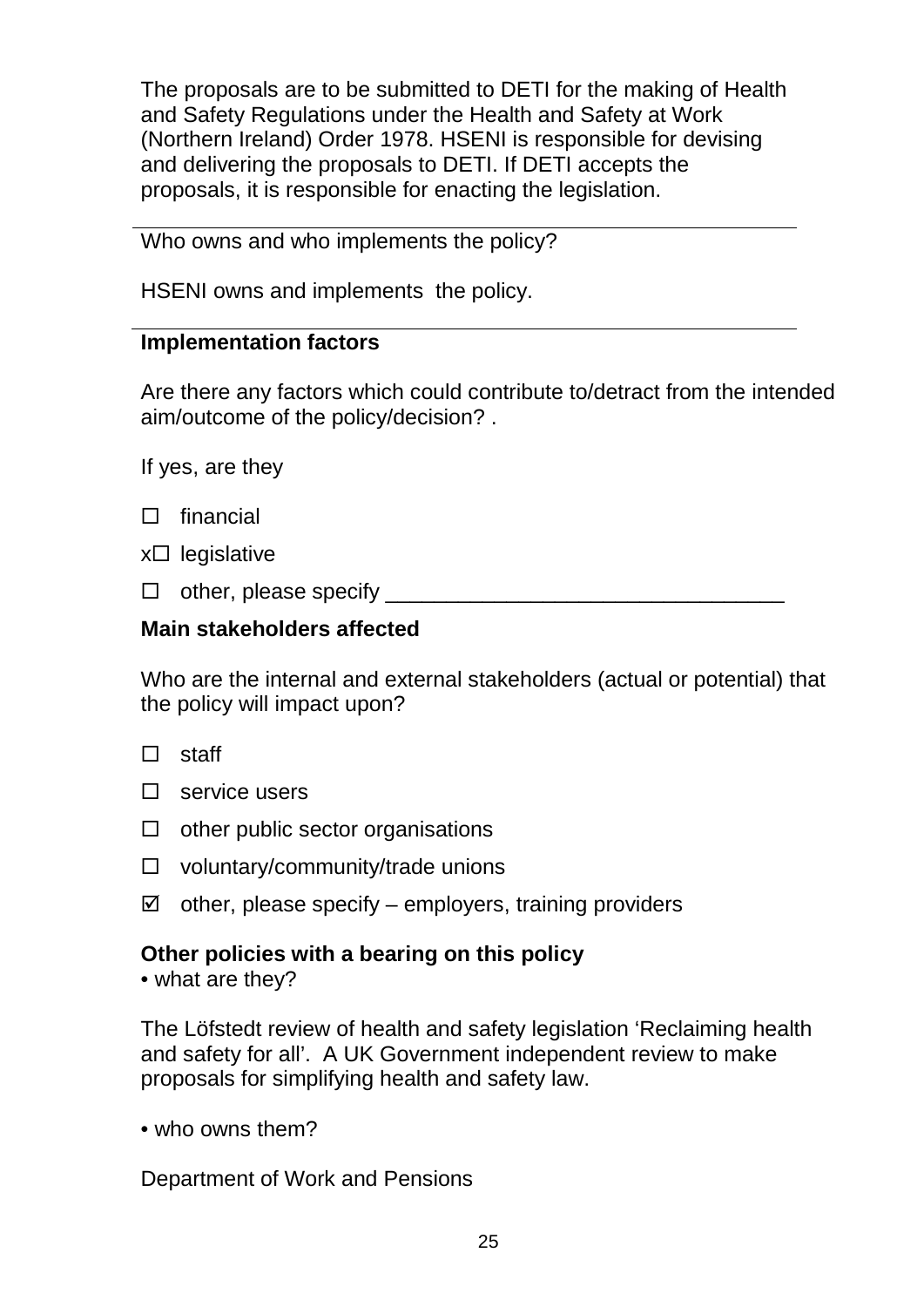The proposals are to be submitted to DETI for the making of Health and Safety Regulations under the Health and Safety at Work (Northern Ireland) Order 1978. HSENI is responsible for devising and delivering the proposals to DETI. If DETI accepts the proposals, it is responsible for enacting the legislation.

---

Who owns and who implements the policy?

HSENI owns and implements the policy.

---

**Implementation factors**

Are there any factors which could contribute to/detract from the intended aim/outcome of the policy/decision? .

If yes, are they

☐ financial

x☐ legislative

☐ other, please specify ________________________________

**Main stakeholders affected**

Who are the internal and external stakeholders (actual or potential) that the policy will impact upon?

☐ staff

☐ service users

☐ other public sector organisations

☐ voluntary/community/trade unions

☑ other, please specify – employers, training providers

**Other policies with a bearing on this policy**

• what are they?

The Löfstedt review of health and safety legislation 'Reclaiming health and safety for all'. A UK Government independent review to make proposals for simplifying health and safety law.

• who owns them?

Department of Work and Pensions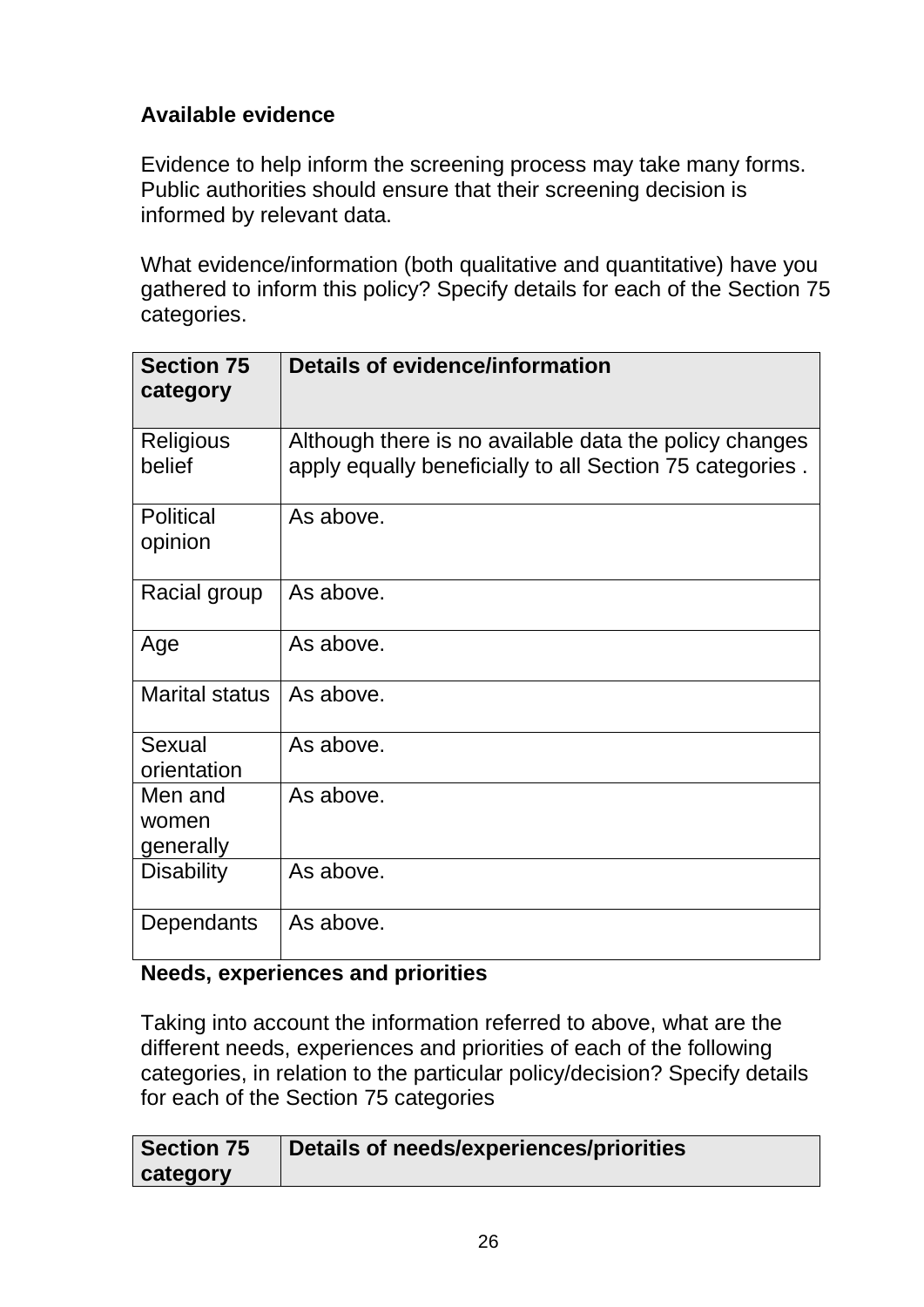**Available evidence**

Evidence to help inform the screening process may take many forms. Public authorities should ensure that their screening decision is informed by relevant data.

What evidence/information (both qualitative and quantitative) have you gathered to inform this policy? Specify details for each of the Section 75 categories.

| Section 75 category | Details of evidence/information |
|---|---|
| Religious belief | Although there is no available data the policy changes apply equally beneficially to all Section 75 categories . |
| Political opinion | As above. |
| Racial group | As above. |
| Age | As above. |
| Marital status | As above. |
| Sexual orientation | As above. |
| Men and women generally | As above. |
| Disability | As above. |
| Dependants | As above. |

**Needs, experiences and priorities**

Taking into account the information referred to above, what are the different needs, experiences and priorities of each of the following categories, in relation to the particular policy/decision? Specify details for each of the Section 75 categories

| Section 75 category | Details of needs/experiences/priorities |
|---|---|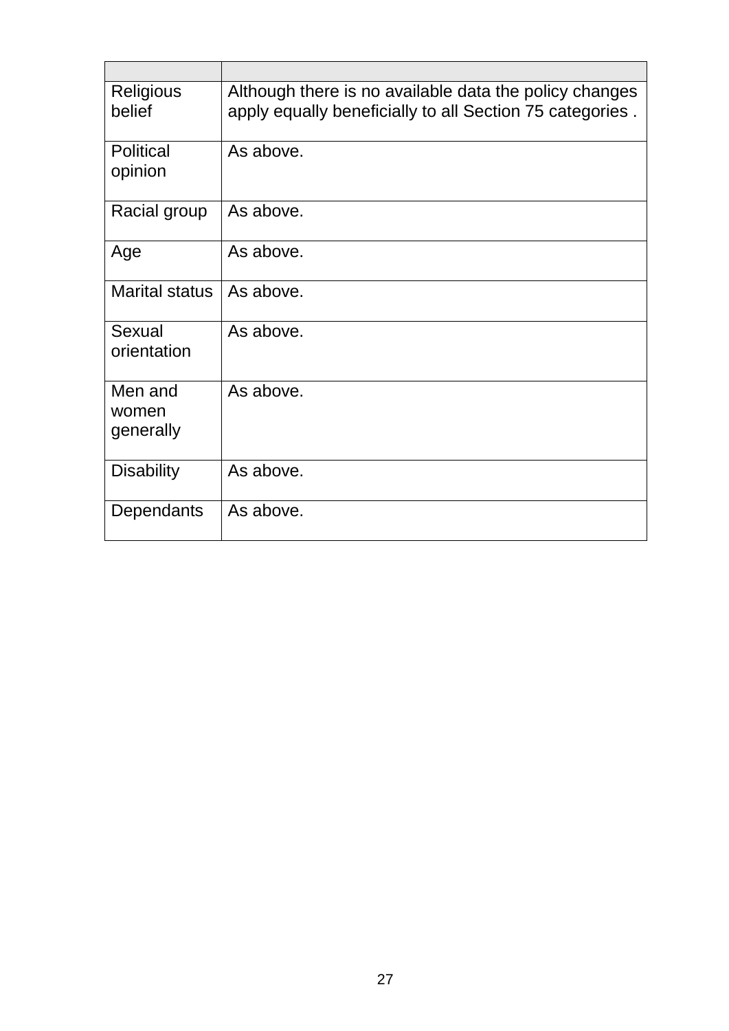| | |
|---|---|
| Religious belief | Although there is no available data the policy changes apply equally beneficially to all Section 75 categories . |
| Political opinion | As above. |
| Racial group | As above. |
| Age | As above. |
| Marital status | As above. |
| Sexual orientation | As above. |
| Men and women generally | As above. |
| Disability | As above. |
| Dependants | As above. |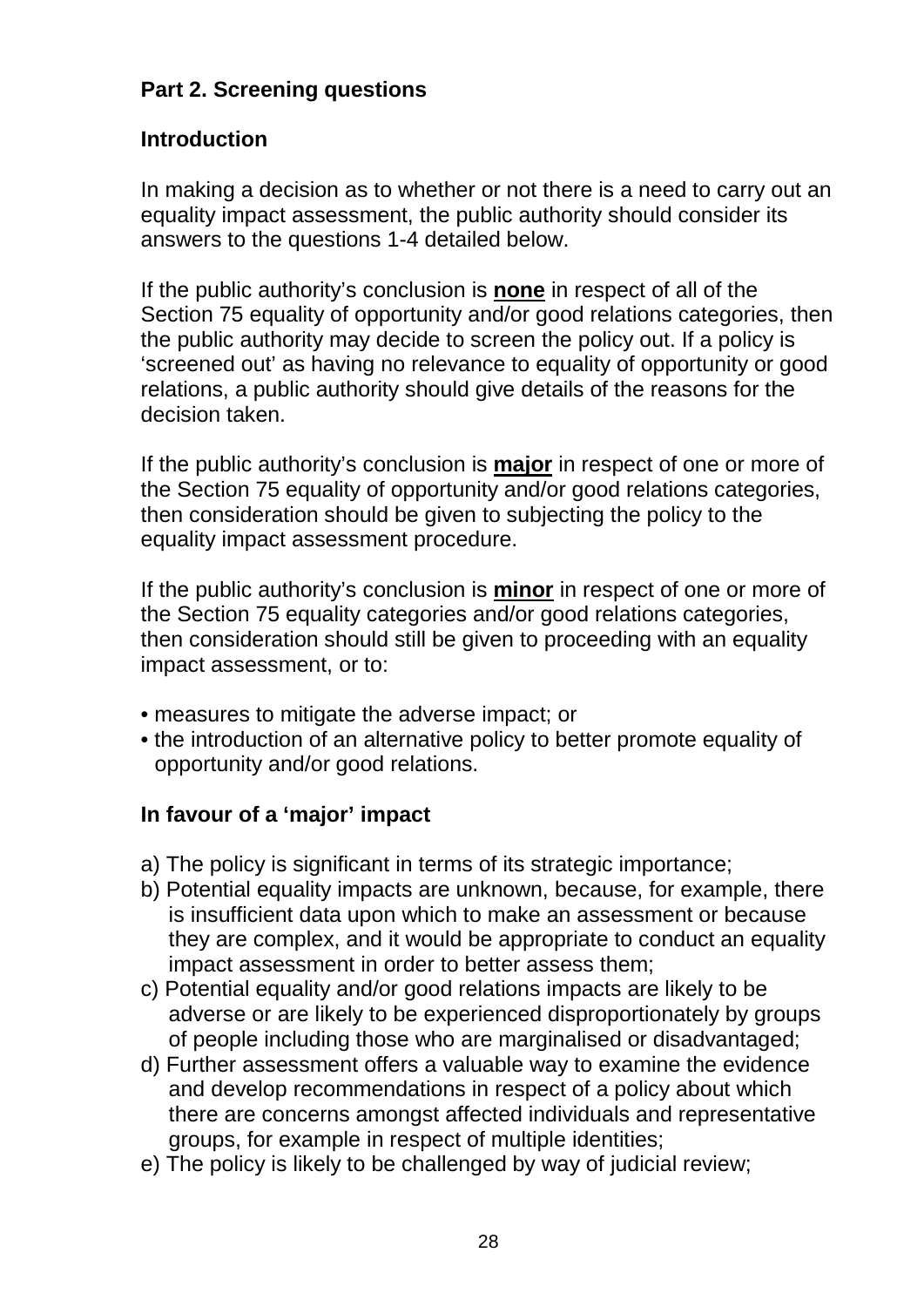## Part 2. Screening questions

### Introduction

In making a decision as to whether or not there is a need to carry out an equality impact assessment, the public authority should consider its answers to the questions 1-4 detailed below.

If the public authority's conclusion is **none** in respect of all of the Section 75 equality of opportunity and/or good relations categories, then the public authority may decide to screen the policy out. If a policy is 'screened out' as having no relevance to equality of opportunity or good relations, a public authority should give details of the reasons for the decision taken.

If the public authority's conclusion is **major** in respect of one or more of the Section 75 equality of opportunity and/or good relations categories, then consideration should be given to subjecting the policy to the equality impact assessment procedure.

If the public authority's conclusion is **minor** in respect of one or more of the Section 75 equality categories and/or good relations categories, then consideration should still be given to proceeding with an equality impact assessment, or to:

- measures to mitigate the adverse impact; or
- the introduction of an alternative policy to better promote equality of opportunity and/or good relations.

### In favour of a 'major' impact

a) The policy is significant in terms of its strategic importance;
b) Potential equality impacts are unknown, because, for example, there is insufficient data upon which to make an assessment or because they are complex, and it would be appropriate to conduct an equality impact assessment in order to better assess them;
c) Potential equality and/or good relations impacts are likely to be adverse or are likely to be experienced disproportionately by groups of people including those who are marginalised or disadvantaged;
d) Further assessment offers a valuable way to examine the evidence and develop recommendations in respect of a policy about which there are concerns amongst affected individuals and representative groups, for example in respect of multiple identities;
e) The policy is likely to be challenged by way of judicial review;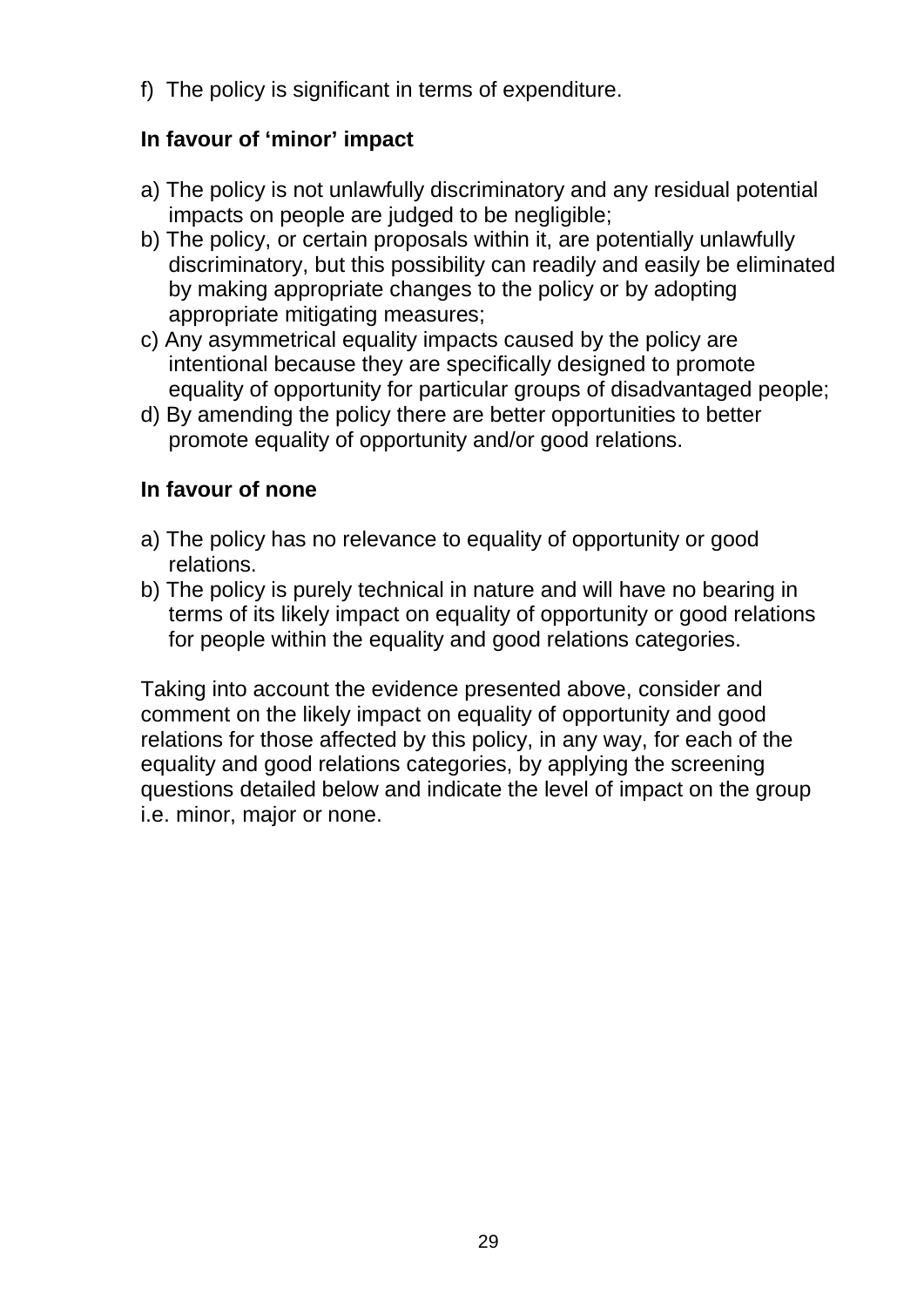f) The policy is significant in terms of expenditure.

**In favour of 'minor' impact**

a) The policy is not unlawfully discriminatory and any residual potential impacts on people are judged to be negligible;
b) The policy, or certain proposals within it, are potentially unlawfully discriminatory, but this possibility can readily and easily be eliminated by making appropriate changes to the policy or by adopting appropriate mitigating measures;
c) Any asymmetrical equality impacts caused by the policy are intentional because they are specifically designed to promote equality of opportunity for particular groups of disadvantaged people;
d) By amending the policy there are better opportunities to better promote equality of opportunity and/or good relations.

**In favour of none**

a) The policy has no relevance to equality of opportunity or good relations.
b) The policy is purely technical in nature and will have no bearing in terms of its likely impact on equality of opportunity or good relations for people within the equality and good relations categories.

Taking into account the evidence presented above, consider and comment on the likely impact on equality of opportunity and good relations for those affected by this policy, in any way, for each of the equality and good relations categories, by applying the screening questions detailed below and indicate the level of impact on the group i.e. minor, major or none.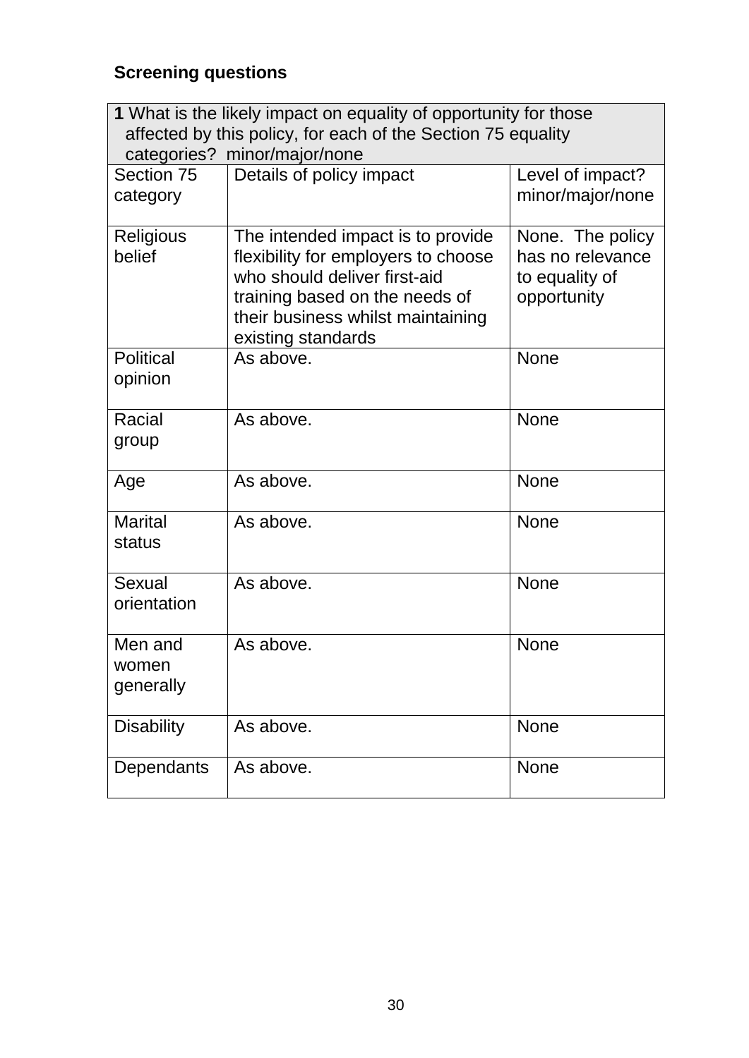**Screening questions**

| **1** What is the likely impact on equality of opportunity for those affected by this policy, for each of the Section 75 equality categories? minor/major/none | | |
|---|---|---|
| Section 75 category | Details of policy impact | Level of impact? minor/major/none |
| Religious belief | The intended impact is to provide flexibility for employers to choose who should deliver first-aid training based on the needs of their business whilst maintaining existing standards | None. The policy has no relevance to equality of opportunity |
| Political opinion | As above. | None |
| Racial group | As above. | None |
| Age | As above. | None |
| Marital status | As above. | None |
| Sexual orientation | As above. | None |
| Men and women generally | As above. | None |
| Disability | As above. | None |
| Dependants | As above. | None |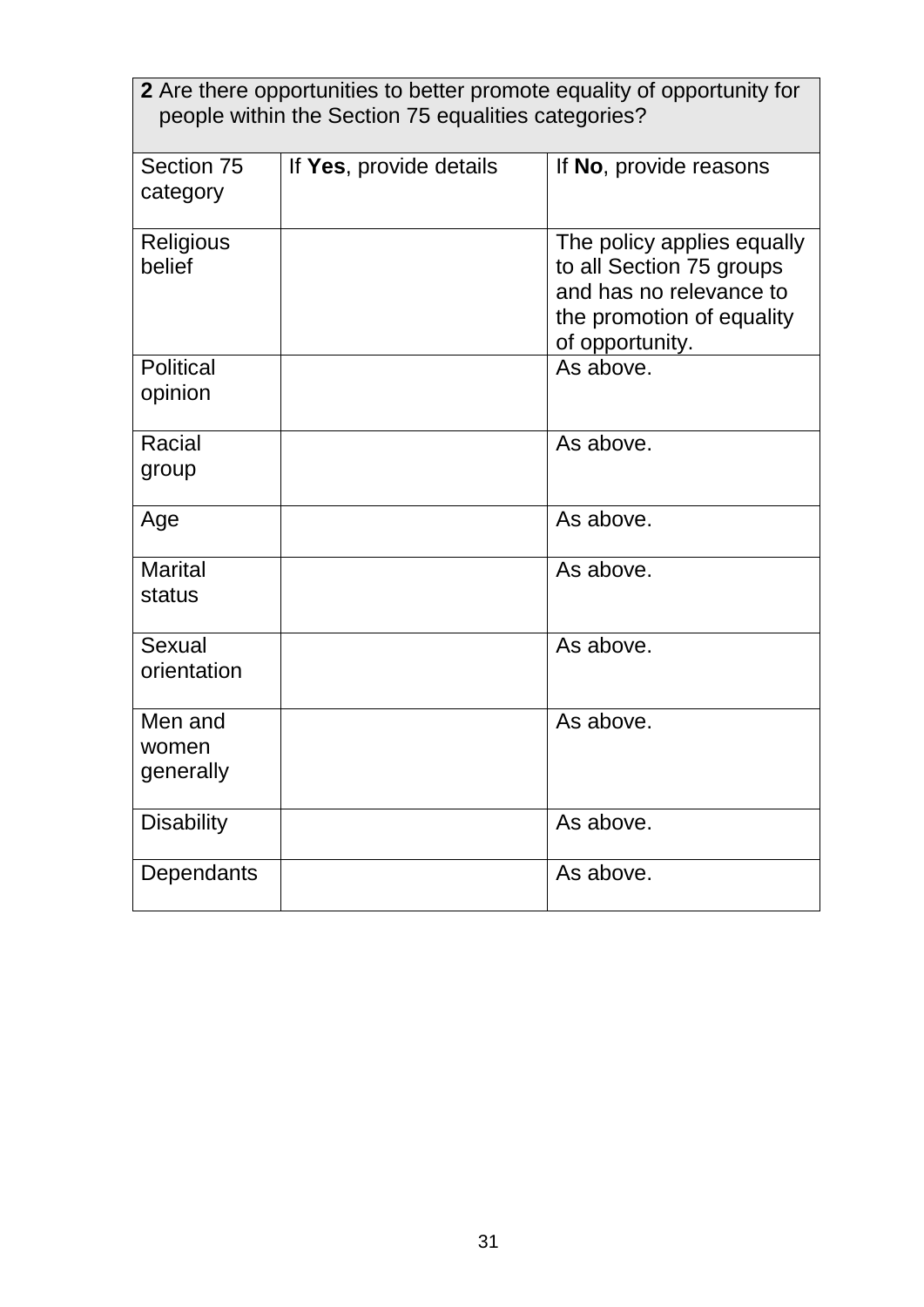**2** Are there opportunities to better promote equality of opportunity for people within the Section 75 equalities categories?

| Section 75 category | If **Yes**, provide details | If **No**, provide reasons |
|---|---|---|
| Religious belief | | The policy applies equally to all Section 75 groups and has no relevance to the promotion of equality of opportunity. |
| Political opinion | | As above. |
| Racial group | | As above. |
| Age | | As above. |
| Marital status | | As above. |
| Sexual orientation | | As above. |
| Men and women generally | | As above. |
| Disability | | As above. |
| Dependants | | As above. |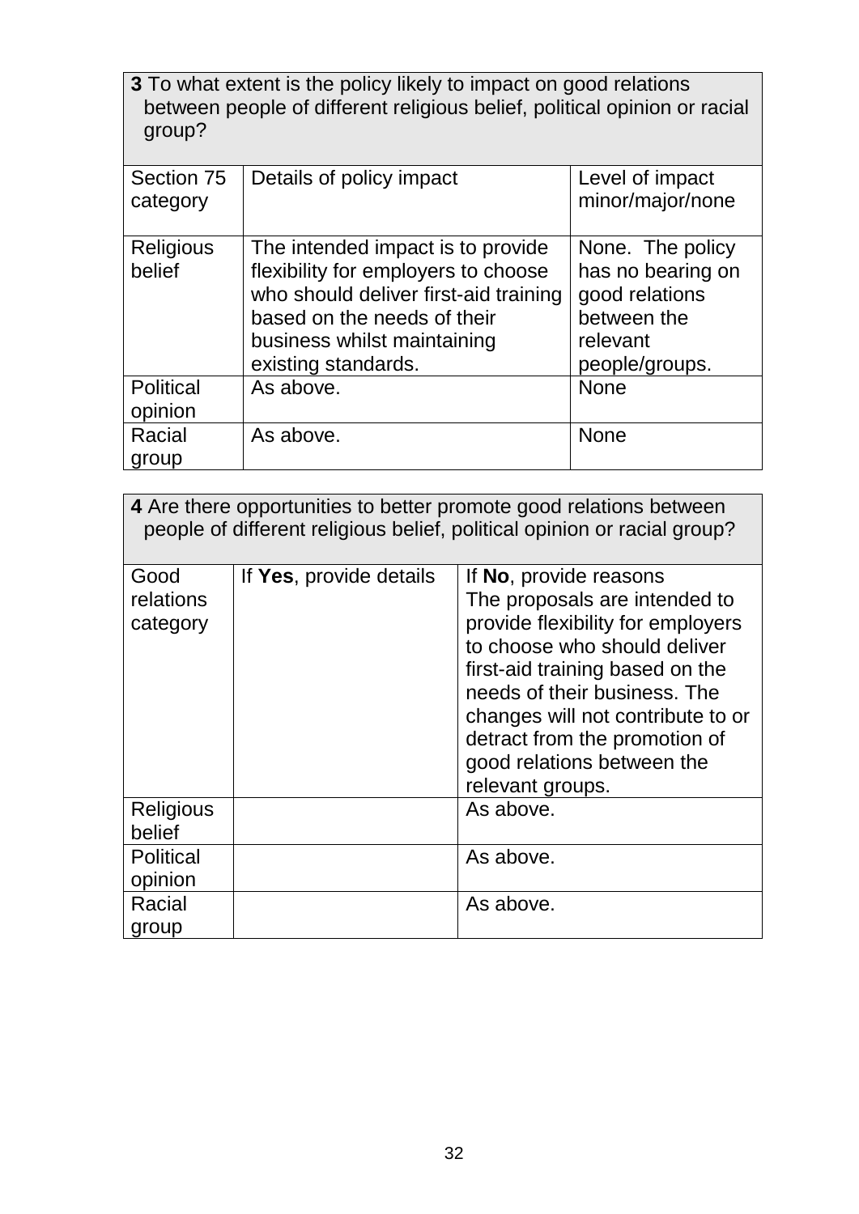**3** To what extent is the policy likely to impact on good relations between people of different religious belief, political opinion or racial group?

| Section 75 category | Details of policy impact | Level of impact minor/major/none |
|---|---|---|
| Religious belief | The intended impact is to provide flexibility for employers to choose who should deliver first-aid training based on the needs of their business whilst maintaining existing standards. | None. The policy has no bearing on good relations between the relevant people/groups. |
| Political opinion | As above. | None |
| Racial group | As above. | None |

**4** Are there opportunities to better promote good relations between people of different religious belief, political opinion or racial group?

| Good relations category | If **Yes**, provide details | If **No**, provide reasons The proposals are intended to provide flexibility for employers to choose who should deliver first-aid training based on the needs of their business. The changes will not contribute to or detract from the promotion of good relations between the relevant groups. |
|---|---|---|
| Religious belief | | As above. |
| Political opinion | | As above. |
| Racial group | | As above. |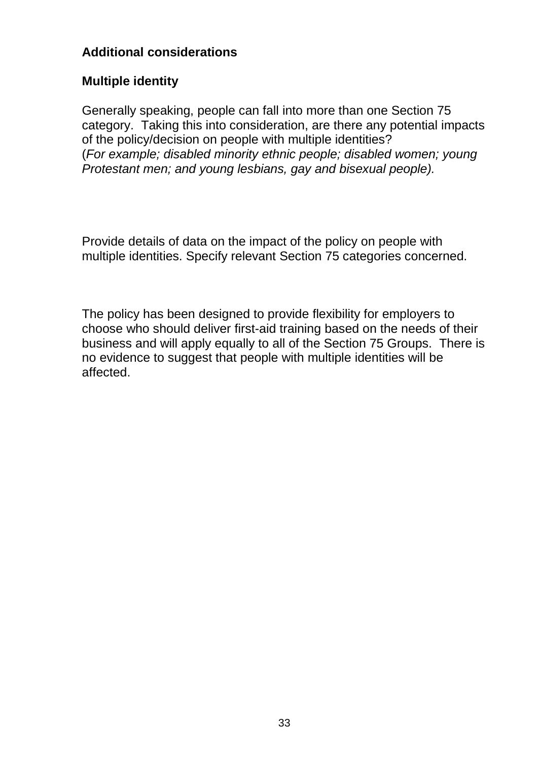**Additional considerations**

**Multiple identity**

Generally speaking, people can fall into more than one Section 75 category. Taking this into consideration, are there any potential impacts of the policy/decision on people with multiple identities?
(*For example; disabled minority ethnic people; disabled women; young Protestant men; and young lesbians, gay and bisexual people).*

Provide details of data on the impact of the policy on people with multiple identities. Specify relevant Section 75 categories concerned.

The policy has been designed to provide flexibility for employers to choose who should deliver first-aid training based on the needs of their business and will apply equally to all of the Section 75 Groups. There is no evidence to suggest that people with multiple identities will be affected.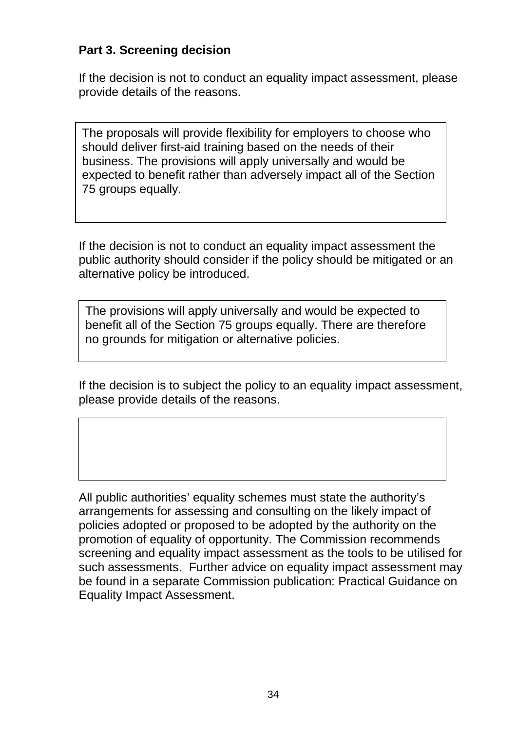**Part 3. Screening decision**

If the decision is not to conduct an equality impact assessment, please provide details of the reasons.

| The proposals will provide flexibility for employers to choose who should deliver first-aid training based on the needs of their business. The provisions will apply universally and would be expected to benefit rather than adversely impact all of the Section 75 groups equally. |
| --- |

If the decision is not to conduct an equality impact assessment the public authority should consider if the policy should be mitigated or an alternative policy be introduced.

| The provisions will apply universally and would be expected to benefit all of the Section 75 groups equally. There are therefore no grounds for mitigation or alternative policies. |
| --- |

If the decision is to subject the policy to an equality impact assessment, please provide details of the reasons.

|  |
| --- |

All public authorities' equality schemes must state the authority's arrangements for assessing and consulting on the likely impact of policies adopted or proposed to be adopted by the authority on the promotion of equality of opportunity. The Commission recommends screening and equality impact assessment as the tools to be utilised for such assessments. Further advice on equality impact assessment may be found in a separate Commission publication: Practical Guidance on Equality Impact Assessment.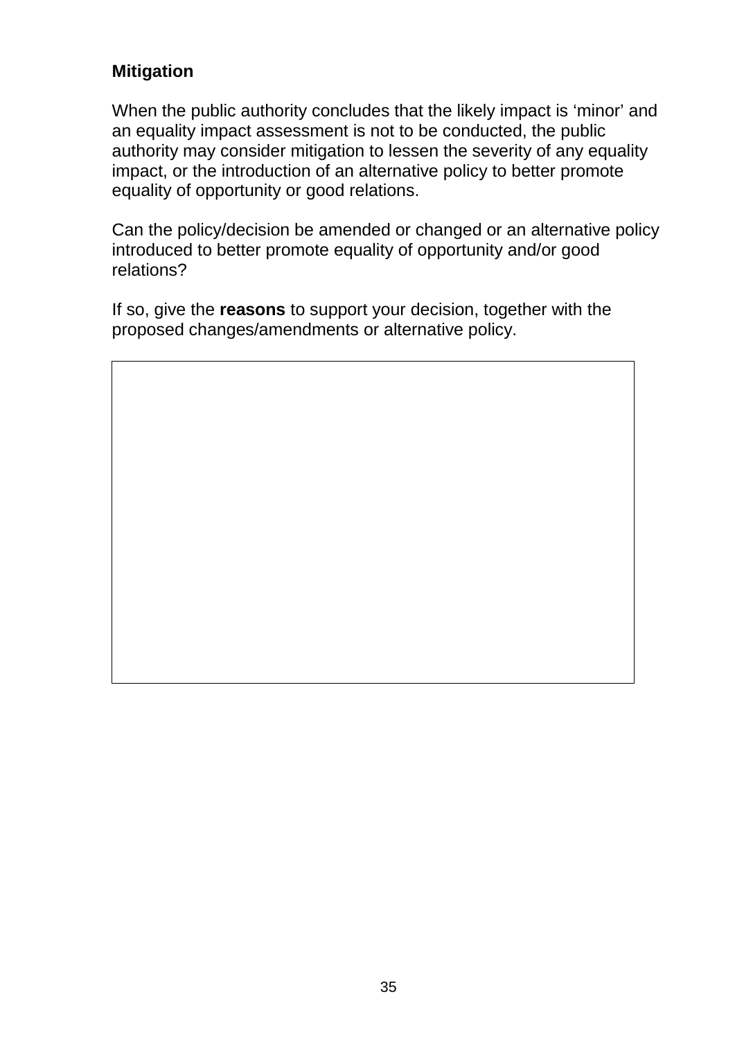**Mitigation**

When the public authority concludes that the likely impact is 'minor' and an equality impact assessment is not to be conducted, the public authority may consider mitigation to lessen the severity of any equality impact, or the introduction of an alternative policy to better promote equality of opportunity or good relations.

Can the policy/decision be amended or changed or an alternative policy introduced to better promote equality of opportunity and/or good relations?

If so, give the **reasons** to support your decision, together with the proposed changes/amendments or alternative policy.

| |
|---|
| |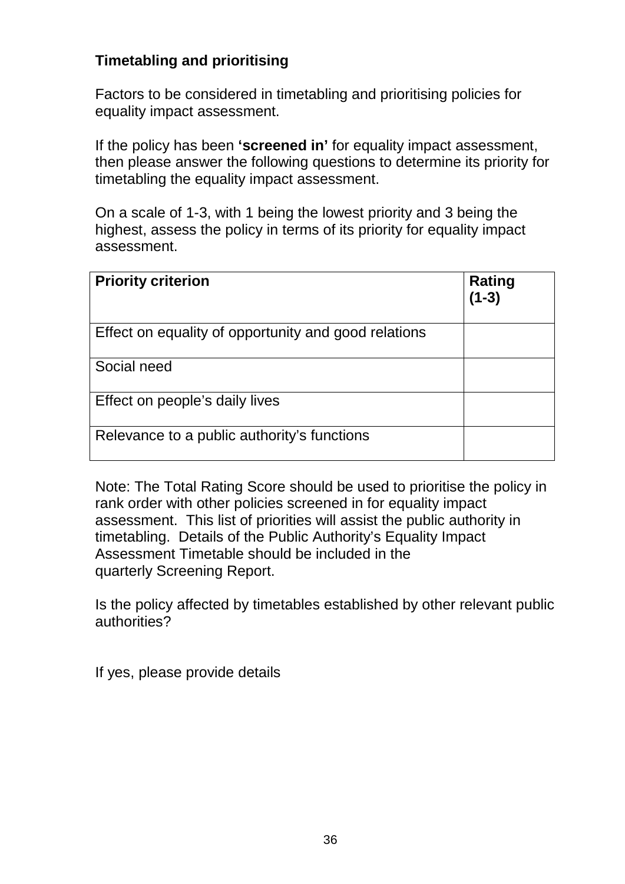**Timetabling and prioritising**

Factors to be considered in timetabling and prioritising policies for equality impact assessment.

If the policy has been **'screened in'** for equality impact assessment, then please answer the following questions to determine its priority for timetabling the equality impact assessment.

On a scale of 1-3, with 1 being the lowest priority and 3 being the highest, assess the policy in terms of its priority for equality impact assessment.

| **Priority criterion** | **Rating (1-3)** |
|---|---|
| Effect on equality of opportunity and good relations | |
| Social need | |
| Effect on people's daily lives | |
| Relevance to a public authority's functions | |

Note: The Total Rating Score should be used to prioritise the policy in rank order with other policies screened in for equality impact assessment. This list of priorities will assist the public authority in timetabling. Details of the Public Authority's Equality Impact Assessment Timetable should be included in the quarterly Screening Report.

Is the policy affected by timetables established by other relevant public authorities?

If yes, please provide details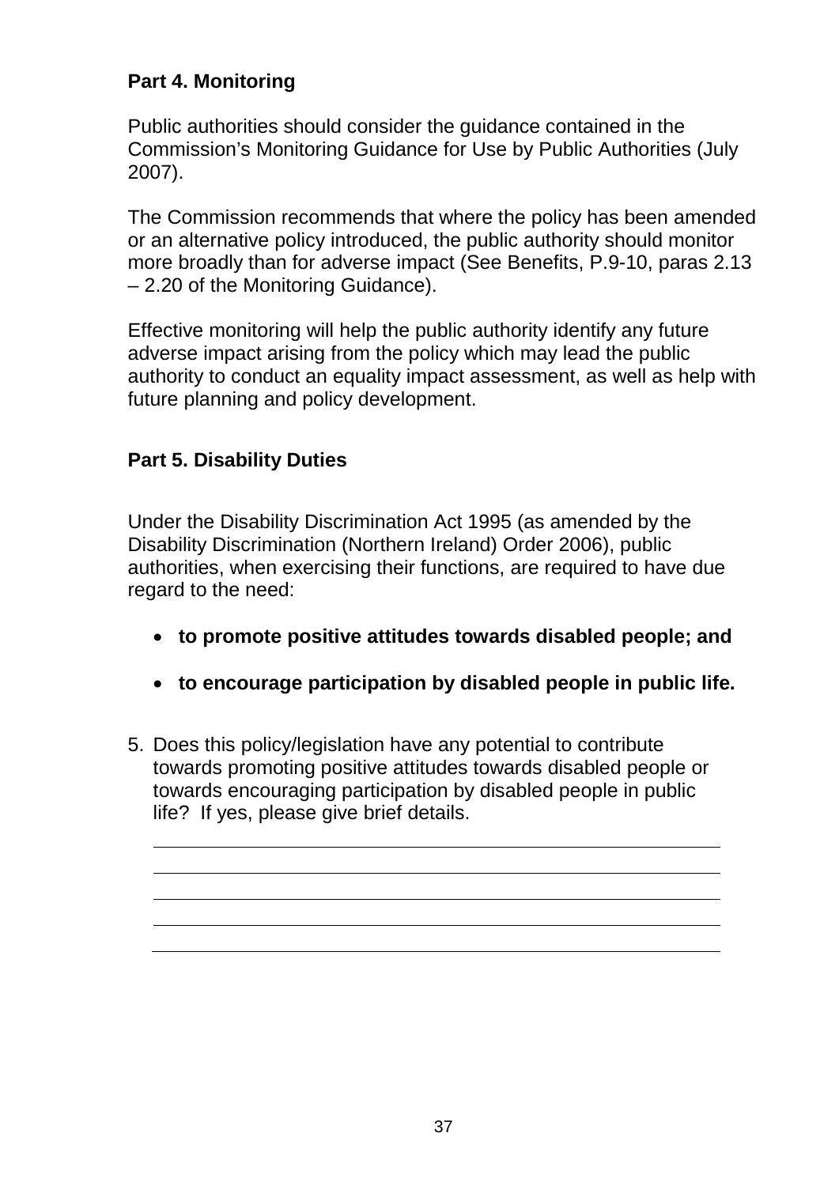**Part 4. Monitoring**

Public authorities should consider the guidance contained in the Commission's Monitoring Guidance for Use by Public Authorities (July 2007).

The Commission recommends that where the policy has been amended or an alternative policy introduced, the public authority should monitor more broadly than for adverse impact (See Benefits, P.9-10, paras 2.13 – 2.20 of the Monitoring Guidance).

Effective monitoring will help the public authority identify any future adverse impact arising from the policy which may lead the public authority to conduct an equality impact assessment, as well as help with future planning and policy development.

**Part 5. Disability Duties**

Under the Disability Discrimination Act 1995 (as amended by the Disability Discrimination (Northern Ireland) Order 2006), public authorities, when exercising their functions, are required to have due regard to the need:

- **to promote positive attitudes towards disabled people; and**
- **to encourage participation by disabled people in public life.**

5. Does this policy/legislation have any potential to contribute towards promoting positive attitudes towards disabled people or towards encouraging participation by disabled people in public life? If yes, please give brief details.

______________________________________________

______________________________________________

______________________________________________

______________________________________________

______________________________________________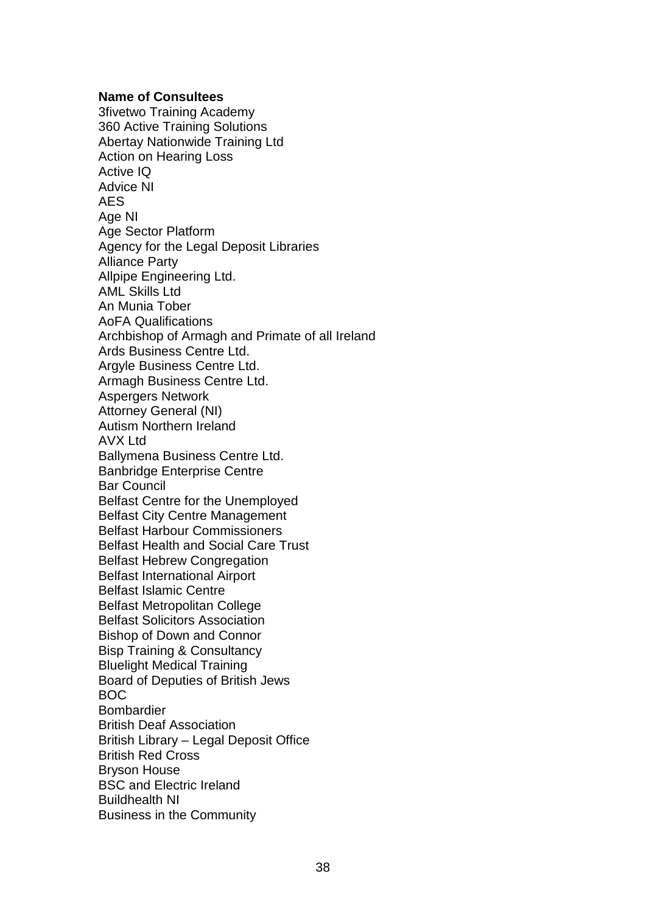**Name of Consultees**

3fivetwo Training Academy
360 Active Training Solutions
Abertay Nationwide Training Ltd
Action on Hearing Loss
Active IQ
Advice NI
AES
Age NI
Age Sector Platform
Agency for the Legal Deposit Libraries
Alliance Party
Allpipe Engineering Ltd.
AML Skills Ltd
An Munia Tober
AoFA Qualifications
Archbishop of Armagh and Primate of all Ireland
Ards Business Centre Ltd.
Argyle Business Centre Ltd.
Armagh Business Centre Ltd.
Aspergers Network
Attorney General (NI)
Autism Northern Ireland
AVX Ltd
Ballymena Business Centre Ltd.
Banbridge Enterprise Centre
Bar Council
Belfast Centre for the Unemployed
Belfast City Centre Management
Belfast Harbour Commissioners
Belfast Health and Social Care Trust
Belfast Hebrew Congregation
Belfast International Airport
Belfast Islamic Centre
Belfast Metropolitan College
Belfast Solicitors Association
Bishop of Down and Connor
Bisp Training & Consultancy
Bluelight Medical Training
Board of Deputies of British Jews
BOC
Bombardier
British Deaf Association
British Library – Legal Deposit Office
British Red Cross
Bryson House
BSC and Electric Ireland
Buildhealth NI
Business in the Community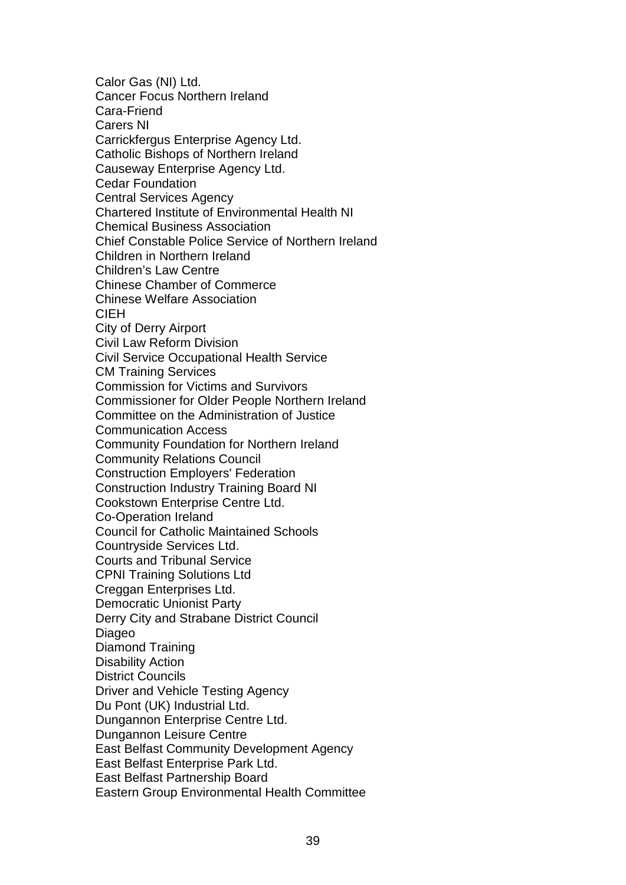Calor Gas (NI) Ltd.
Cancer Focus Northern Ireland
Cara-Friend
Carers NI
Carrickfergus Enterprise Agency Ltd.
Catholic Bishops of Northern Ireland
Causeway Enterprise Agency Ltd.
Cedar Foundation
Central Services Agency
Chartered Institute of Environmental Health NI
Chemical Business Association
Chief Constable Police Service of Northern Ireland
Children in Northern Ireland
Children's Law Centre
Chinese Chamber of Commerce
Chinese Welfare Association
CIEH
City of Derry Airport
Civil Law Reform Division
Civil Service Occupational Health Service
CM Training Services
Commission for Victims and Survivors
Commissioner for Older People Northern Ireland
Committee on the Administration of Justice
Communication Access
Community Foundation for Northern Ireland
Community Relations Council
Construction Employers' Federation
Construction Industry Training Board NI
Cookstown Enterprise Centre Ltd.
Co-Operation Ireland
Council for Catholic Maintained Schools
Countryside Services Ltd.
Courts and Tribunal Service
CPNI Training Solutions Ltd
Creggan Enterprises Ltd.
Democratic Unionist Party
Derry City and Strabane District Council
Diageo
Diamond Training
Disability Action
District Councils
Driver and Vehicle Testing Agency
Du Pont (UK) Industrial Ltd.
Dungannon Enterprise Centre Ltd.
Dungannon Leisure Centre
East Belfast Community Development Agency
East Belfast Enterprise Park Ltd.
East Belfast Partnership Board
Eastern Group Environmental Health Committee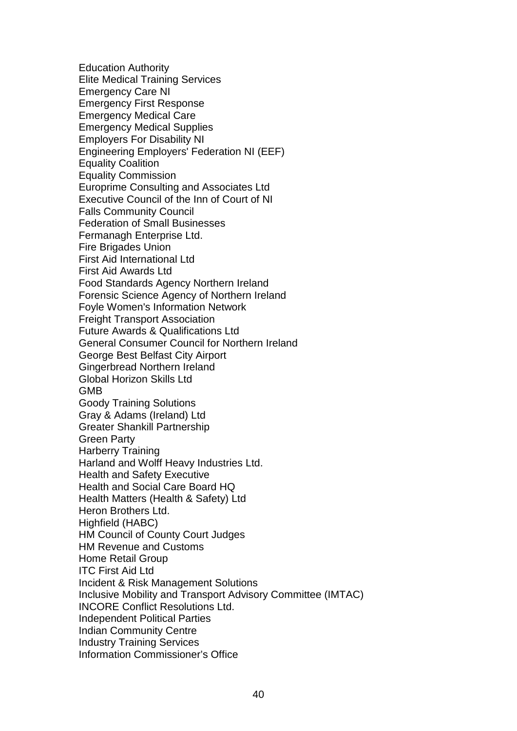Education Authority
Elite Medical Training Services
Emergency Care NI
Emergency First Response
Emergency Medical Care
Emergency Medical Supplies
Employers For Disability NI
Engineering Employers' Federation NI (EEF)
Equality Coalition
Equality Commission
Europrime Consulting and Associates Ltd
Executive Council of the Inn of Court of NI
Falls Community Council
Federation of Small Businesses
Fermanagh Enterprise Ltd.
Fire Brigades Union
First Aid International Ltd
First Aid Awards Ltd
Food Standards Agency Northern Ireland
Forensic Science Agency of Northern Ireland
Foyle Women's Information Network
Freight Transport Association
Future Awards & Qualifications Ltd
General Consumer Council for Northern Ireland
George Best Belfast City Airport
Gingerbread Northern Ireland
Global Horizon Skills Ltd
GMB
Goody Training Solutions
Gray & Adams (Ireland) Ltd
Greater Shankill Partnership
Green Party
Harberry Training
Harland and Wolff Heavy Industries Ltd.
Health and Safety Executive
Health and Social Care Board HQ
Health Matters (Health & Safety) Ltd
Heron Brothers Ltd.
Highfield (HABC)
HM Council of County Court Judges
HM Revenue and Customs
Home Retail Group
ITC First Aid Ltd
Incident & Risk Management Solutions
Inclusive Mobility and Transport Advisory Committee (IMTAC)
INCORE Conflict Resolutions Ltd.
Independent Political Parties
Indian Community Centre
Industry Training Services
Information Commissioner's Office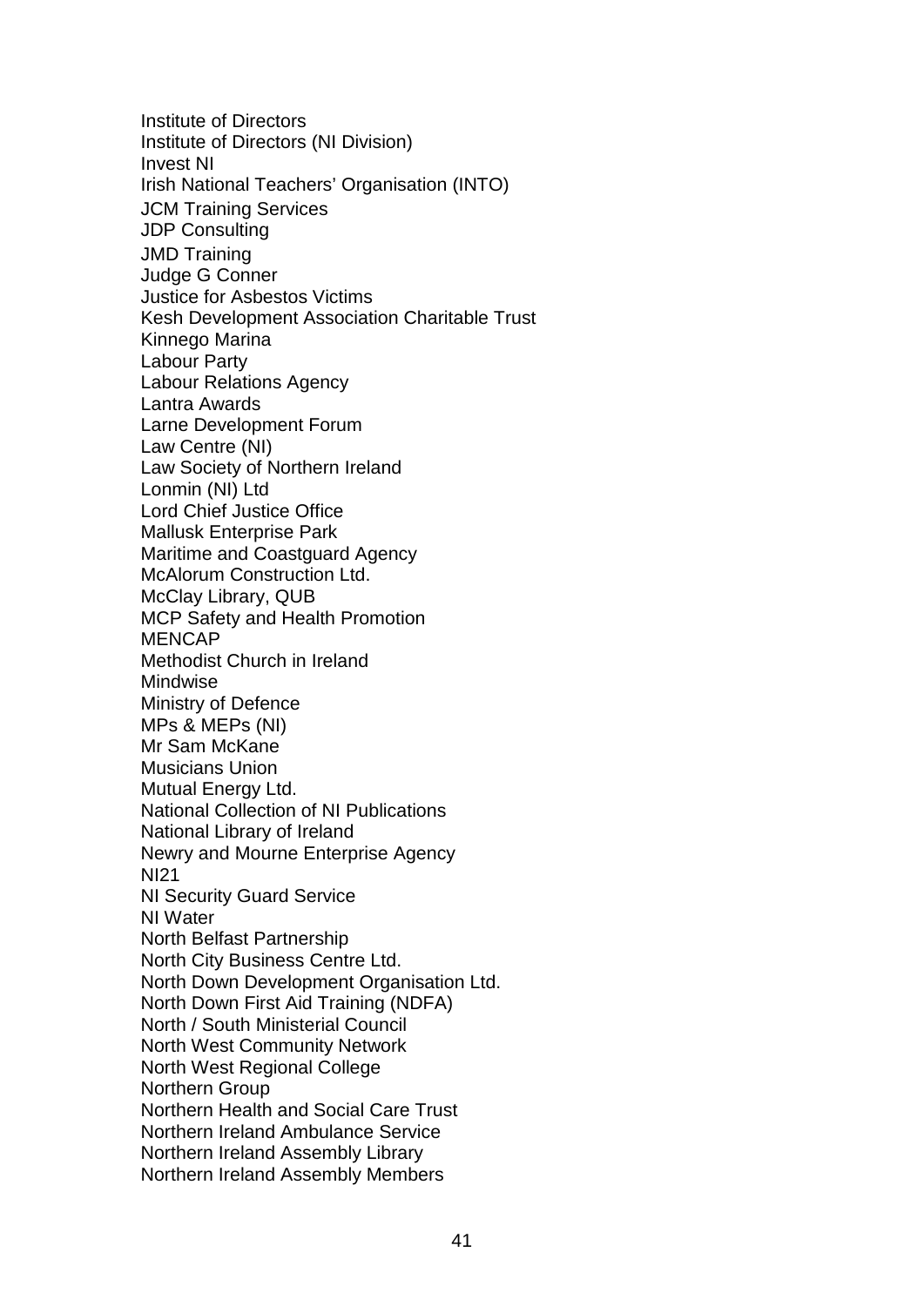Institute of Directors
Institute of Directors (NI Division)
Invest NI
Irish National Teachers' Organisation (INTO)
JCM Training Services
JDP Consulting
JMD Training
Judge G Conner
Justice for Asbestos Victims
Kesh Development Association Charitable Trust
Kinnego Marina
Labour Party
Labour Relations Agency
Lantra Awards
Larne Development Forum
Law Centre (NI)
Law Society of Northern Ireland
Lonmin (NI) Ltd
Lord Chief Justice Office
Mallusk Enterprise Park
Maritime and Coastguard Agency
McAlorum Construction Ltd.
McClay Library, QUB
MCP Safety and Health Promotion
MENCAP
Methodist Church in Ireland
Mindwise
Ministry of Defence
MPs & MEPs (NI)
Mr Sam McKane
Musicians Union
Mutual Energy Ltd.
National Collection of NI Publications
National Library of Ireland
Newry and Mourne Enterprise Agency
NI21
NI Security Guard Service
NI Water
North Belfast Partnership
North City Business Centre Ltd.
North Down Development Organisation Ltd.
North Down First Aid Training (NDFA)
North / South Ministerial Council
North West Community Network
North West Regional College
Northern Group
Northern Health and Social Care Trust
Northern Ireland Ambulance Service
Northern Ireland Assembly Library
Northern Ireland Assembly Members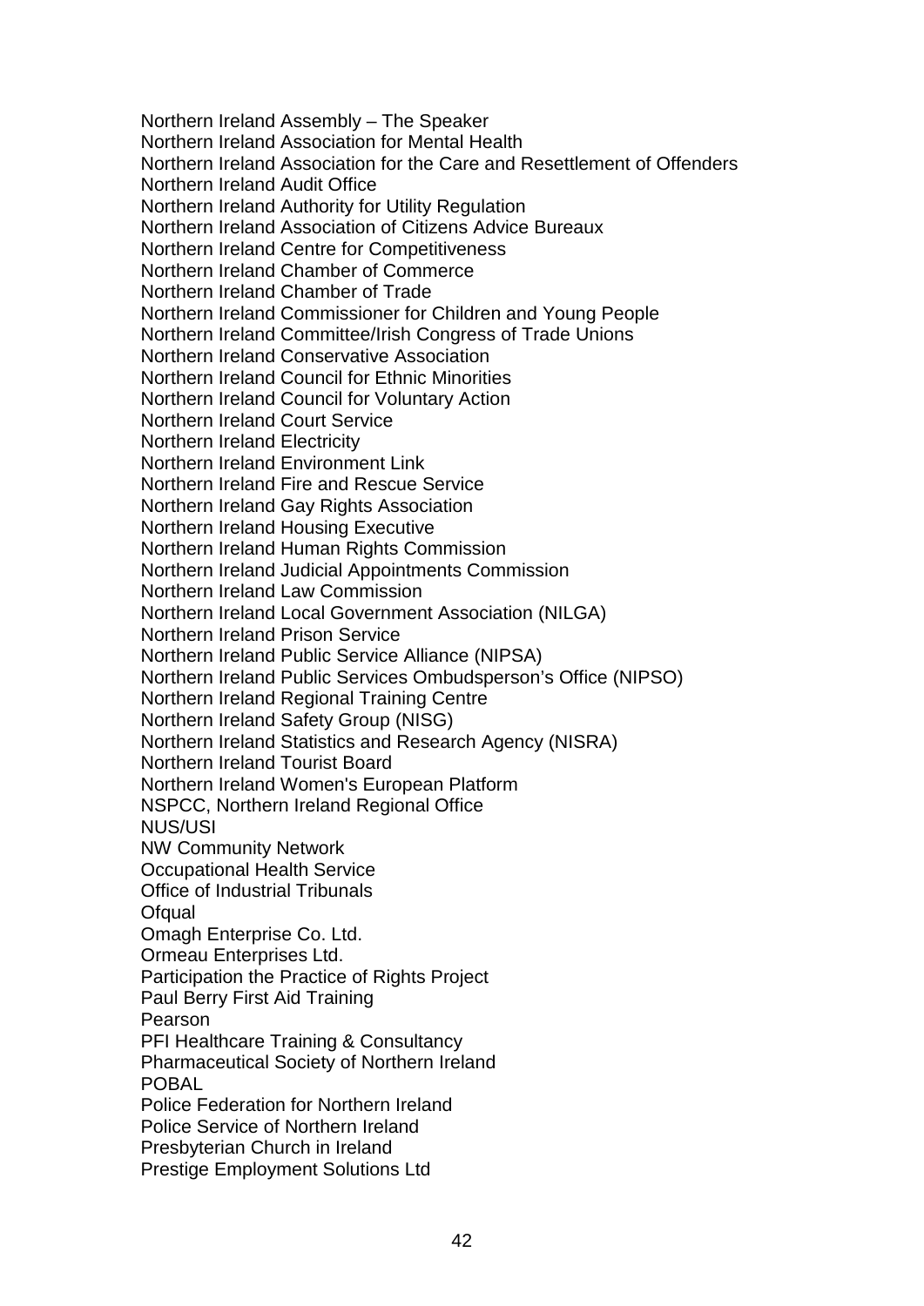Northern Ireland Assembly – The Speaker
Northern Ireland Association for Mental Health
Northern Ireland Association for the Care and Resettlement of Offenders
Northern Ireland Audit Office
Northern Ireland Authority for Utility Regulation
Northern Ireland Association of Citizens Advice Bureaux
Northern Ireland Centre for Competitiveness
Northern Ireland Chamber of Commerce
Northern Ireland Chamber of Trade
Northern Ireland Commissioner for Children and Young People
Northern Ireland Committee/Irish Congress of Trade Unions
Northern Ireland Conservative Association
Northern Ireland Council for Ethnic Minorities
Northern Ireland Council for Voluntary Action
Northern Ireland Court Service
Northern Ireland Electricity
Northern Ireland Environment Link
Northern Ireland Fire and Rescue Service
Northern Ireland Gay Rights Association
Northern Ireland Housing Executive
Northern Ireland Human Rights Commission
Northern Ireland Judicial Appointments Commission
Northern Ireland Law Commission
Northern Ireland Local Government Association (NILGA)
Northern Ireland Prison Service
Northern Ireland Public Service Alliance (NIPSA)
Northern Ireland Public Services Ombudsperson's Office (NIPSO)
Northern Ireland Regional Training Centre
Northern Ireland Safety Group (NISG)
Northern Ireland Statistics and Research Agency (NISRA)
Northern Ireland Tourist Board
Northern Ireland Women's European Platform
NSPCC, Northern Ireland Regional Office
NUS/USI
NW Community Network
Occupational Health Service
Office of Industrial Tribunals
Ofqual
Omagh Enterprise Co. Ltd.
Ormeau Enterprises Ltd.
Participation the Practice of Rights Project
Paul Berry First Aid Training
Pearson
PFI Healthcare Training & Consultancy
Pharmaceutical Society of Northern Ireland
POBAL
Police Federation for Northern Ireland
Police Service of Northern Ireland
Presbyterian Church in Ireland
Prestige Employment Solutions Ltd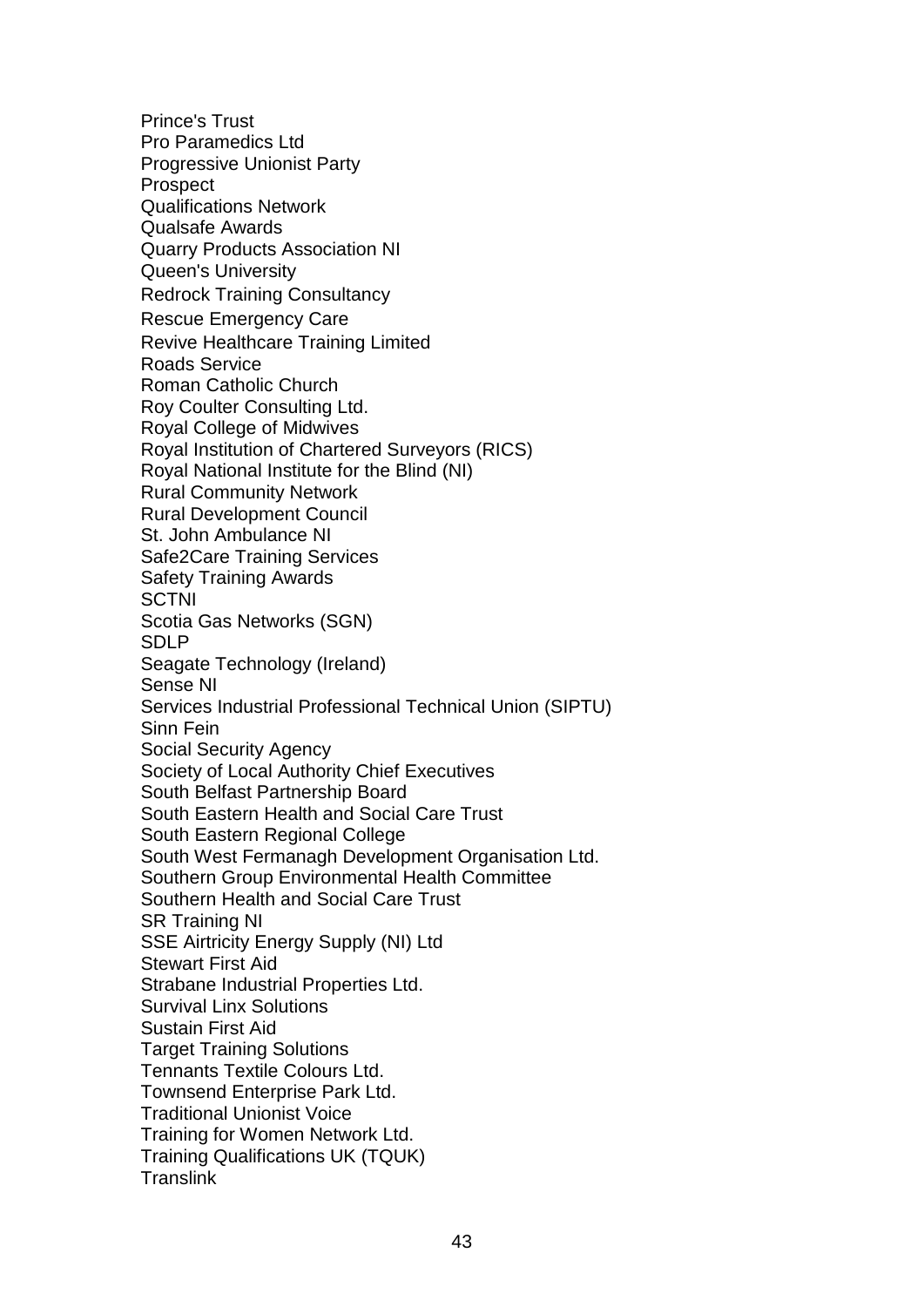Prince's Trust
Pro Paramedics Ltd
Progressive Unionist Party
Prospect
Qualifications Network
Qualsafe Awards
Quarry Products Association NI
Queen's University
Redrock Training Consultancy
Rescue Emergency Care
Revive Healthcare Training Limited
Roads Service
Roman Catholic Church
Roy Coulter Consulting Ltd.
Royal College of Midwives
Royal Institution of Chartered Surveyors (RICS)
Royal National Institute for the Blind (NI)
Rural Community Network
Rural Development Council
St. John Ambulance NI
Safe2Care Training Services
Safety Training Awards
SCTNI
Scotia Gas Networks (SGN)
SDLP
Seagate Technology (Ireland)
Sense NI
Services Industrial Professional Technical Union (SIPTU)
Sinn Fein
Social Security Agency
Society of Local Authority Chief Executives
South Belfast Partnership Board
South Eastern Health and Social Care Trust
South Eastern Regional College
South West Fermanagh Development Organisation Ltd.
Southern Group Environmental Health Committee
Southern Health and Social Care Trust
SR Training NI
SSE Airtricity Energy Supply (NI) Ltd
Stewart First Aid
Strabane Industrial Properties Ltd.
Survival Linx Solutions
Sustain First Aid
Target Training Solutions
Tennants Textile Colours Ltd.
Townsend Enterprise Park Ltd.
Traditional Unionist Voice
Training for Women Network Ltd.
Training Qualifications UK (TQUK)
Translink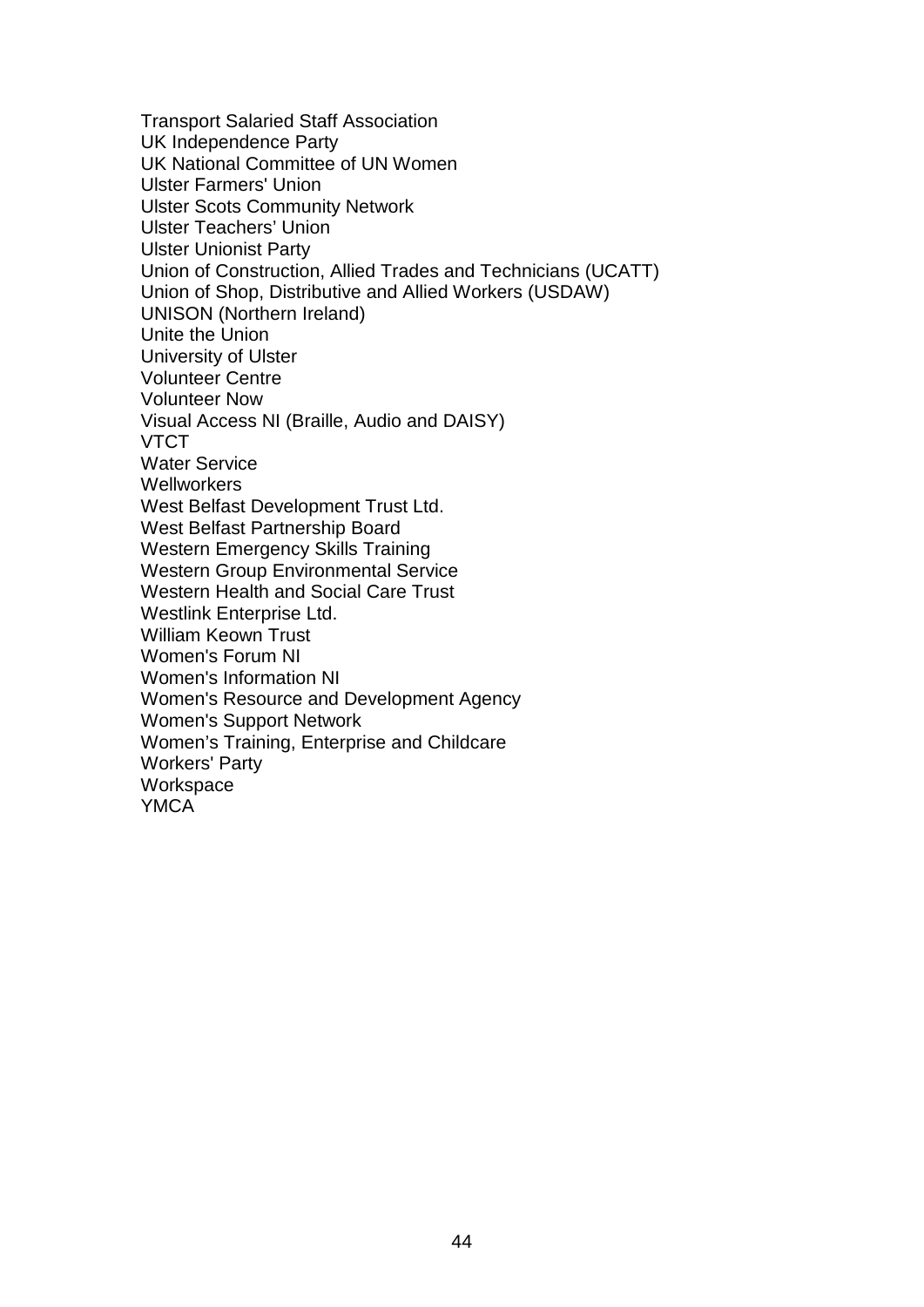Transport Salaried Staff Association
UK Independence Party
UK National Committee of UN Women
Ulster Farmers' Union
Ulster Scots Community Network
Ulster Teachers' Union
Ulster Unionist Party
Union of Construction, Allied Trades and Technicians (UCATT)
Union of Shop, Distributive and Allied Workers (USDAW)
UNISON (Northern Ireland)
Unite the Union
University of Ulster
Volunteer Centre
Volunteer Now
Visual Access NI (Braille, Audio and DAISY)
VTCT
Water Service
Wellworkers
West Belfast Development Trust Ltd.
West Belfast Partnership Board
Western Emergency Skills Training
Western Group Environmental Service
Western Health and Social Care Trust
Westlink Enterprise Ltd.
William Keown Trust
Women's Forum NI
Women's Information NI
Women's Resource and Development Agency
Women's Support Network
Women's Training, Enterprise and Childcare
Workers' Party
Workspace
YMCA